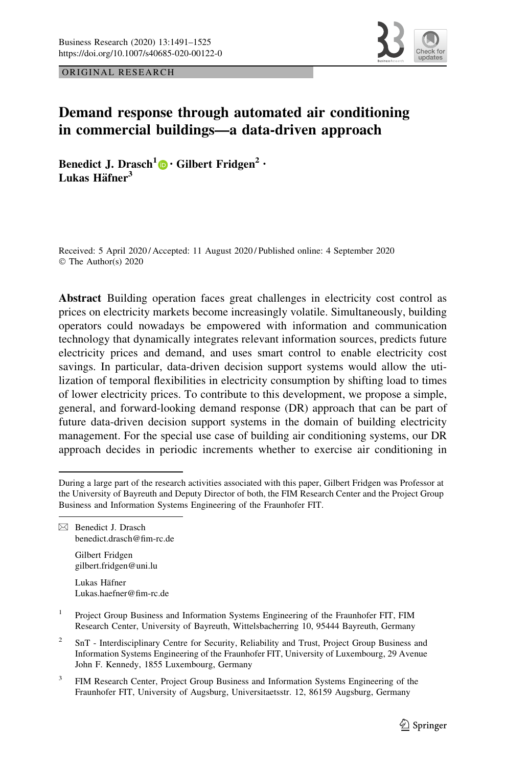ORIGINAL RESEARCH

# Demand response through automated air conditioning in commercial buildings—a data-driven approach

**Benedict J. Drasch[1] · Gilbert Fridgen[2] · Lukas Häfner[3]**

Received: 5 April 2020 / Accepted: 11 August 2020 / Published online: 4 September 2020
© The Author(s) 2020

**Abstract** Building operation faces great challenges in electricity cost control as prices on electricity markets become increasingly volatile. Simultaneously, building operators could nowadays be empowered with information and communication technology that dynamically integrates relevant information sources, predicts future electricity prices and demand, and uses smart control to enable electricity cost savings. In particular, data-driven decision support systems would allow the utilization of temporal flexibilities in electricity consumption by shifting load to times of lower electricity prices. To contribute to this development, we propose a simple, general, and forward-looking demand response (DR) approach that can be part of future data-driven decision support systems in the domain of building electricity management. For the special use case of building air conditioning systems, our DR approach decides in periodic increments whether to exercise air conditioning in

---

During a large part of the research activities associated with this paper, Gilbert Fridgen was Professor at the University of Bayreuth and Deputy Director of both, the FIM Research Center and the Project Group Business and Information Systems Engineering of the Fraunhofer FIT.

✉ Benedict J. Drasch
benedict.drasch@fim-rc.de

Gilbert Fridgen
gilbert.fridgen@uni.lu

Lukas Häfner
Lukas.haefner@fim-rc.de

[1] Project Group Business and Information Systems Engineering of the Fraunhofer FIT, FIM Research Center, University of Bayreuth, Wittelsbacherring 10, 95444 Bayreuth, Germany

[2] SnT - Interdisciplinary Centre for Security, Reliability and Trust, Project Group Business and Information Systems Engineering of the Fraunhofer FIT, University of Luxembourg, 29 Avenue John F. Kennedy, 1855 Luxembourg, Germany

[3] FIM Research Center, Project Group Business and Information Systems Engineering of the Fraunhofer FIT, University of Augsburg, Universitaetsstr. 12, 86159 Augsburg, Germany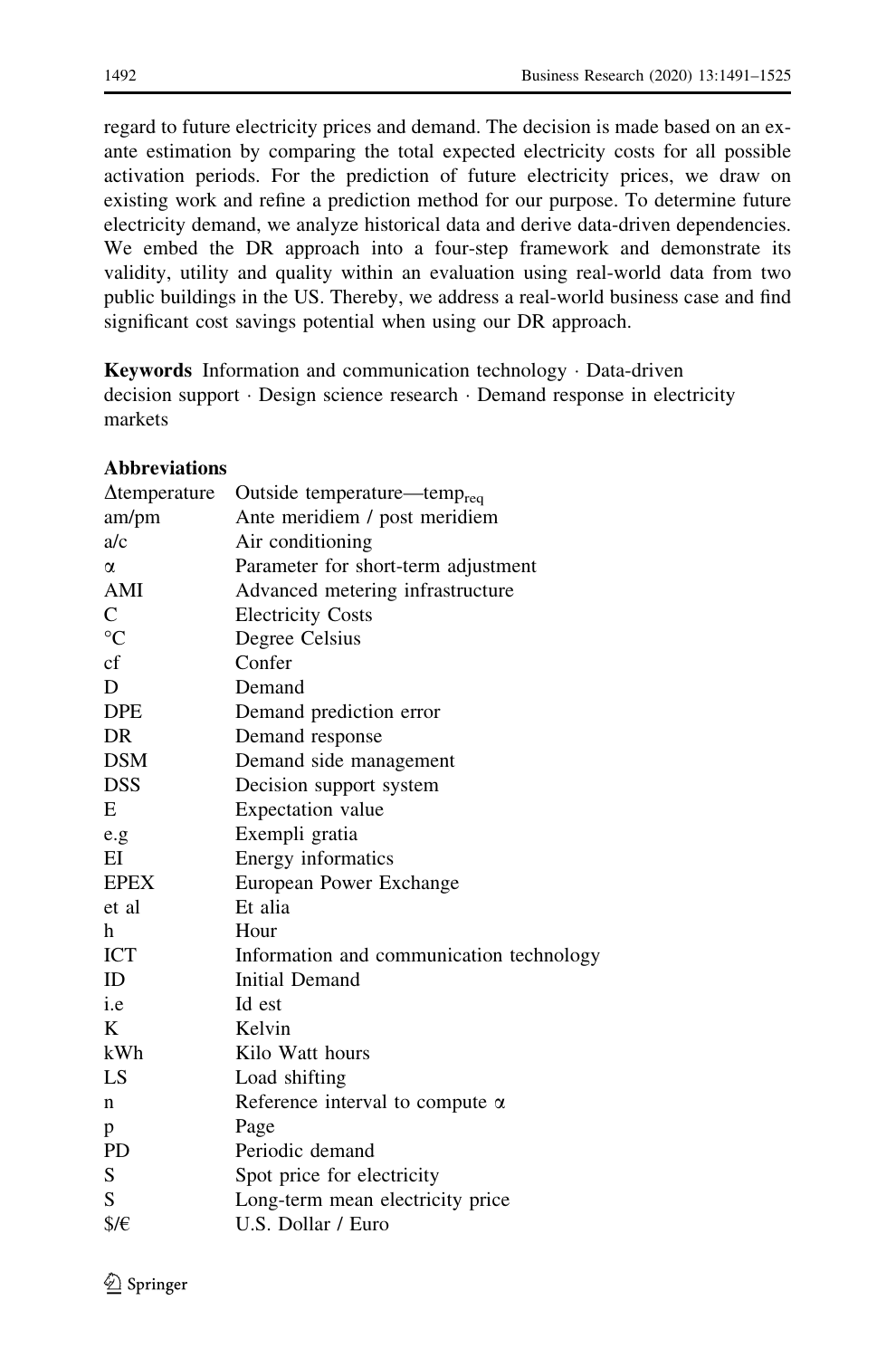regard to future electricity prices and demand. The decision is made based on an ex-ante estimation by comparing the total expected electricity costs for all possible activation periods. For the prediction of future electricity prices, we draw on existing work and refine a prediction method for our purpose. To determine future electricity demand, we analyze historical data and derive data-driven dependencies. We embed the DR approach into a four-step framework and demonstrate its validity, utility and quality within an evaluation using real-world data from two public buildings in the US. Thereby, we address a real-world business case and find significant cost savings potential when using our DR approach.

**Keywords** Information and communication technology · Data-driven decision support · Design science research · Demand response in electricity markets

**Abbreviations**

| | |
|---|---|
| Δtemperature | Outside temperature—$temp_{req}$ |
| am/pm | Ante meridiem / post meridiem |
| a/c | Air conditioning |
| α | Parameter for short-term adjustment |
| AMI | Advanced metering infrastructure |
| C | Electricity Costs |
| °C | Degree Celsius |
| cf | Confer |
| D | Demand |
| DPE | Demand prediction error |
| DR | Demand response |
| DSM | Demand side management |
| DSS | Decision support system |
| E | Expectation value |
| e.g | Exempli gratia |
| EI | Energy informatics |
| EPEX | European Power Exchange |
| et al | Et alia |
| h | Hour |
| ICT | Information and communication technology |
| ID | Initial Demand |
| i.e | Id est |
| K | Kelvin |
| kWh | Kilo Watt hours |
| LS | Load shifting |
| n | Reference interval to compute α |
| p | Page |
| PD | Periodic demand |
| S | Spot price for electricity |
| S | Long-term mean electricity price |
| $/€ | U.S. Dollar / Euro |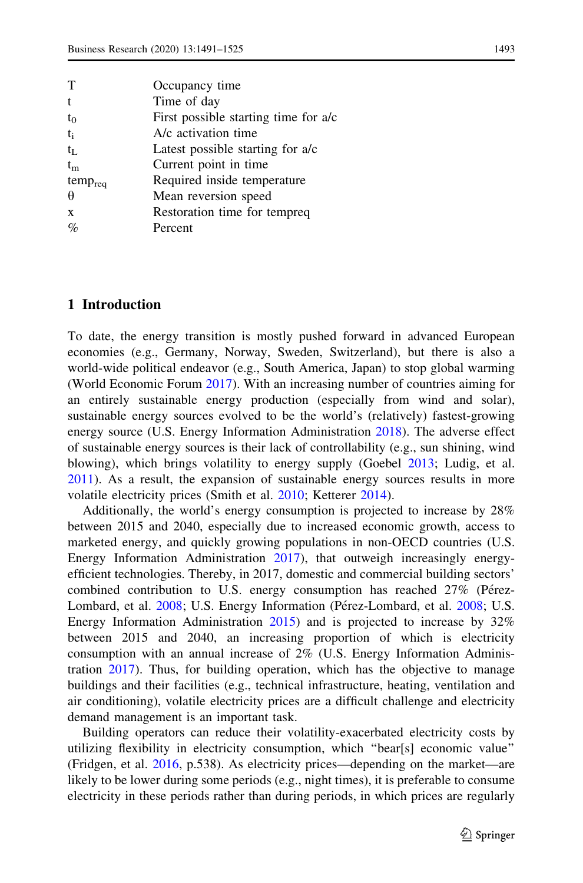| | |
|---|---|
| T | Occupancy time |
| t | Time of day |
| $t_0$ | First possible starting time for a/c |
| $t_i$ | A/c activation time |
| $t_L$ | Latest possible starting for a/c |
| $t_m$ | Current point in time |
| $temp_{req}$ | Required inside temperature |
| $\theta$ | Mean reversion speed |
| x | Restoration time for tempreq |
| % | Percent |

## 1 Introduction

To date, the energy transition is mostly pushed forward in advanced European economies (e.g., Germany, Norway, Sweden, Switzerland), but there is also a world-wide political endeavor (e.g., South America, Japan) to stop global warming (World Economic Forum 2017). With an increasing number of countries aiming for an entirely sustainable energy production (especially from wind and solar), sustainable energy sources evolved to be the world's (relatively) fastest-growing energy source (U.S. Energy Information Administration 2018). The adverse effect of sustainable energy sources is their lack of controllability (e.g., sun shining, wind blowing), which brings volatility to energy supply (Goebel 2013; Ludig, et al. 2011). As a result, the expansion of sustainable energy sources results in more volatile electricity prices (Smith et al. 2010; Ketterer 2014).

Additionally, the world's energy consumption is projected to increase by 28% between 2015 and 2040, especially due to increased economic growth, access to marketed energy, and quickly growing populations in non-OECD countries (U.S. Energy Information Administration 2017), that outweigh increasingly energy-efficient technologies. Thereby, in 2017, domestic and commercial building sectors' combined contribution to U.S. energy consumption has reached 27% (Pérez-Lombard, et al. 2008; U.S. Energy Information (Pérez-Lombard, et al. 2008; U.S. Energy Information Administration 2015) and is projected to increase by 32% between 2015 and 2040, an increasing proportion of which is electricity consumption with an annual increase of 2% (U.S. Energy Information Administration 2017). Thus, for building operation, which has the objective to manage buildings and their facilities (e.g., technical infrastructure, heating, ventilation and air conditioning), volatile electricity prices are a difficult challenge and electricity demand management is an important task.

Building operators can reduce their volatility-exacerbated electricity costs by utilizing flexibility in electricity consumption, which "bear[s] economic value" (Fridgen, et al. 2016, p.538). As electricity prices—depending on the market—are likely to be lower during some periods (e.g., night times), it is preferable to consume electricity in these periods rather than during periods, in which prices are regularly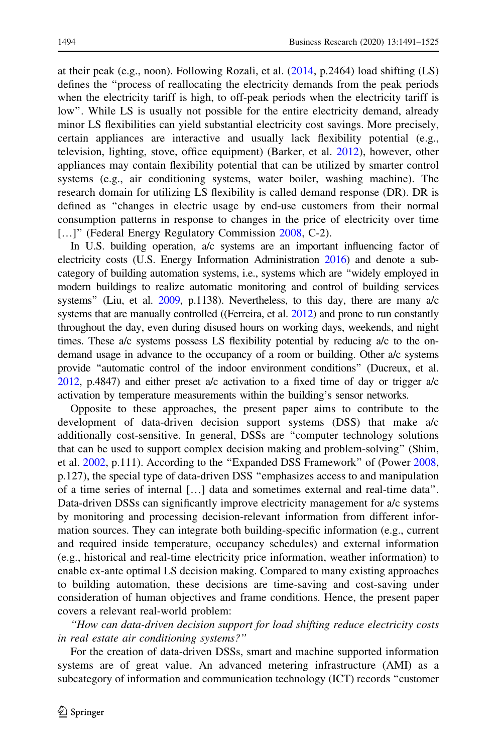at their peak (e.g., noon). Following Rozali, et al. (2014, p.2464) load shifting (LS) defines the "process of reallocating the electricity demands from the peak periods when the electricity tariff is high, to off-peak periods when the electricity tariff is low". While LS is usually not possible for the entire electricity demand, already minor LS flexibilities can yield substantial electricity cost savings. More precisely, certain appliances are interactive and usually lack flexibility potential (e.g., television, lighting, stove, office equipment) (Barker, et al. 2012), however, other appliances may contain flexibility potential that can be utilized by smarter control systems (e.g., air conditioning systems, water boiler, washing machine). The research domain for utilizing LS flexibility is called demand response (DR). DR is defined as "changes in electric usage by end-use customers from their normal consumption patterns in response to changes in the price of electricity over time […]" (Federal Energy Regulatory Commission 2008, C-2).

In U.S. building operation, a/c systems are an important influencing factor of electricity costs (U.S. Energy Information Administration 2016) and denote a subcategory of building automation systems, i.e., systems which are "widely employed in modern buildings to realize automatic monitoring and control of building services systems" (Liu, et al. 2009, p.1138). Nevertheless, to this day, there are many a/c systems that are manually controlled ((Ferreira, et al. 2012) and prone to run constantly throughout the day, even during disused hours on working days, weekends, and night times. These a/c systems possess LS flexibility potential by reducing a/c to the on-demand usage in advance to the occupancy of a room or building. Other a/c systems provide "automatic control of the indoor environment conditions" (Ducreux, et al. 2012, p.4847) and either preset a/c activation to a fixed time of day or trigger a/c activation by temperature measurements within the building's sensor networks.

Opposite to these approaches, the present paper aims to contribute to the development of data-driven decision support systems (DSS) that make a/c additionally cost-sensitive. In general, DSSs are "computer technology solutions that can be used to support complex decision making and problem-solving" (Shim, et al. 2002, p.111). According to the "Expanded DSS Framework" of (Power 2008, p.127), the special type of data-driven DSS "emphasizes access to and manipulation of a time series of internal […] data and sometimes external and real-time data". Data-driven DSSs can significantly improve electricity management for a/c systems by monitoring and processing decision-relevant information from different information sources. They can integrate both building-specific information (e.g., current and required inside temperature, occupancy schedules) and external information (e.g., historical and real-time electricity price information, weather information) to enable ex-ante optimal LS decision making. Compared to many existing approaches to building automation, these decisions are time-saving and cost-saving under consideration of human objectives and frame conditions. Hence, the present paper covers a relevant real-world problem:

*"How can data-driven decision support for load shifting reduce electricity costs in real estate air conditioning systems?"*

For the creation of data-driven DSSs, smart and machine supported information systems are of great value. An advanced metering infrastructure (AMI) as a subcategory of information and communication technology (ICT) records "customer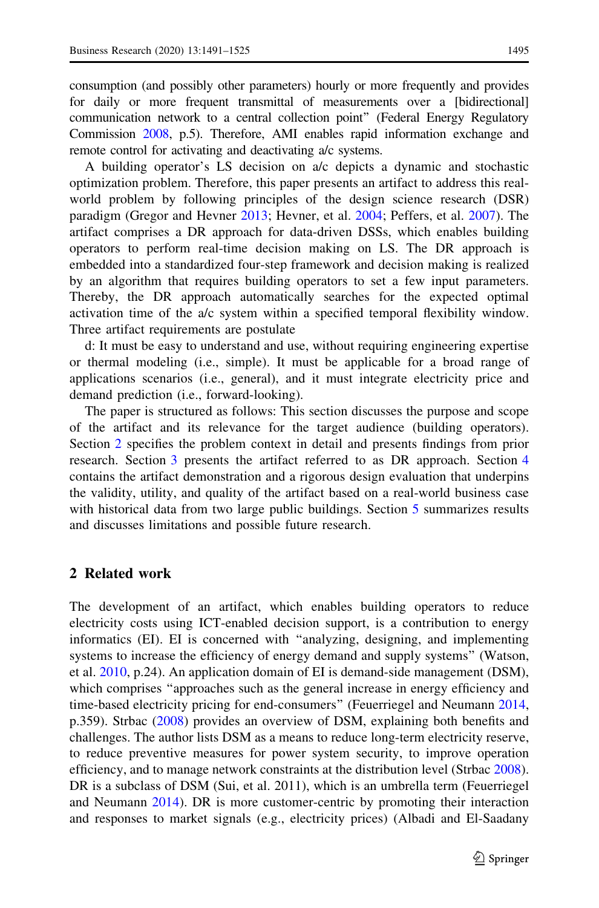consumption (and possibly other parameters) hourly or more frequently and provides for daily or more frequent transmittal of measurements over a [bidirectional] communication network to a central collection point" (Federal Energy Regulatory Commission 2008, p.5). Therefore, AMI enables rapid information exchange and remote control for activating and deactivating a/c systems.

A building operator's LS decision on a/c depicts a dynamic and stochastic optimization problem. Therefore, this paper presents an artifact to address this real-world problem by following principles of the design science research (DSR) paradigm (Gregor and Hevner 2013; Hevner, et al. 2004; Peffers, et al. 2007). The artifact comprises a DR approach for data-driven DSSs, which enables building operators to perform real-time decision making on LS. The DR approach is embedded into a standardized four-step framework and decision making is realized by an algorithm that requires building operators to set a few input parameters. Thereby, the DR approach automatically searches for the expected optimal activation time of the a/c system within a specified temporal flexibility window. Three artifact requirements are postulate

d: It must be easy to understand and use, without requiring engineering expertise or thermal modeling (i.e., simple). It must be applicable for a broad range of applications scenarios (i.e., general), and it must integrate electricity price and demand prediction (i.e., forward-looking).

The paper is structured as follows: This section discusses the purpose and scope of the artifact and its relevance for the target audience (building operators). Section 2 specifies the problem context in detail and presents findings from prior research. Section 3 presents the artifact referred to as DR approach. Section 4 contains the artifact demonstration and a rigorous design evaluation that underpins the validity, utility, and quality of the artifact based on a real-world business case with historical data from two large public buildings. Section 5 summarizes results and discusses limitations and possible future research.

## 2 Related work

The development of an artifact, which enables building operators to reduce electricity costs using ICT-enabled decision support, is a contribution to energy informatics (EI). EI is concerned with "analyzing, designing, and implementing systems to increase the efficiency of energy demand and supply systems" (Watson, et al. 2010, p.24). An application domain of EI is demand-side management (DSM), which comprises "approaches such as the general increase in energy efficiency and time-based electricity pricing for end-consumers" (Feuerriegel and Neumann 2014, p.359). Strbac (2008) provides an overview of DSM, explaining both benefits and challenges. The author lists DSM as a means to reduce long-term electricity reserve, to reduce preventive measures for power system security, to improve operation efficiency, and to manage network constraints at the distribution level (Strbac 2008). DR is a subclass of DSM (Sui, et al. 2011), which is an umbrella term (Feuerriegel and Neumann 2014). DR is more customer-centric by promoting their interaction and responses to market signals (e.g., electricity prices) (Albadi and El-Saadany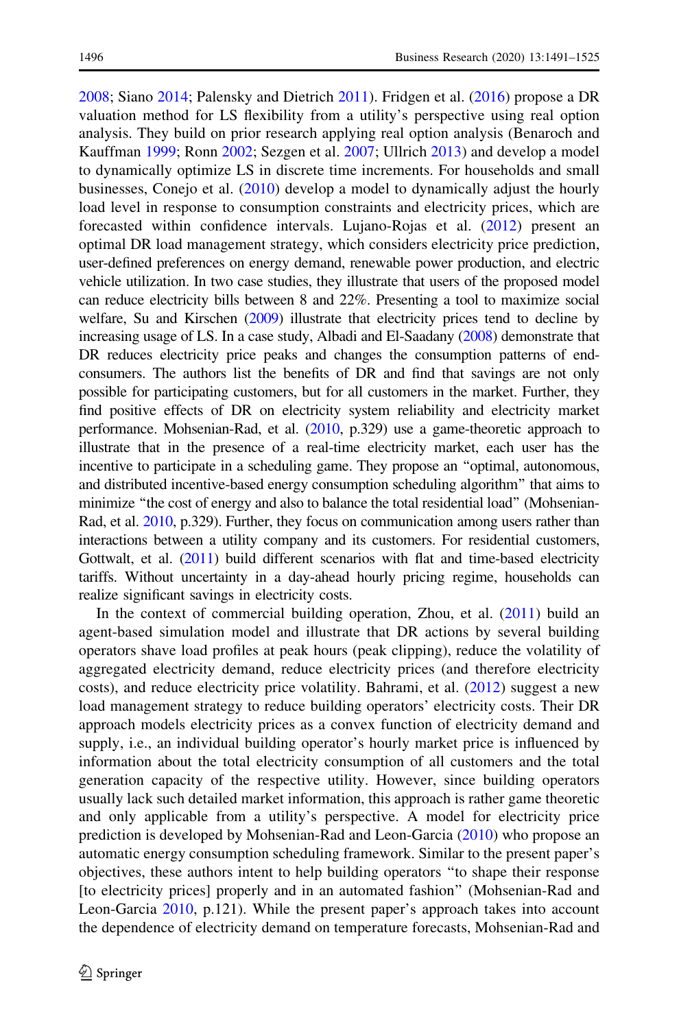2008; Siano 2014; Palensky and Dietrich 2011). Fridgen et al. (2016) propose a DR valuation method for LS flexibility from a utility's perspective using real option analysis. They build on prior research applying real option analysis (Benaroch and Kauffman 1999; Ronn 2002; Sezgen et al. 2007; Ullrich 2013) and develop a model to dynamically optimize LS in discrete time increments. For households and small businesses, Conejo et al. (2010) develop a model to dynamically adjust the hourly load level in response to consumption constraints and electricity prices, which are forecasted within confidence intervals. Lujano-Rojas et al. (2012) present an optimal DR load management strategy, which considers electricity price prediction, user-defined preferences on energy demand, renewable power production, and electric vehicle utilization. In two case studies, they illustrate that users of the proposed model can reduce electricity bills between 8 and 22%. Presenting a tool to maximize social welfare, Su and Kirschen (2009) illustrate that electricity prices tend to decline by increasing usage of LS. In a case study, Albadi and El-Saadany (2008) demonstrate that DR reduces electricity price peaks and changes the consumption patterns of end-consumers. The authors list the benefits of DR and find that savings are not only possible for participating customers, but for all customers in the market. Further, they find positive effects of DR on electricity system reliability and electricity market performance. Mohsenian-Rad, et al. (2010, p.329) use a game-theoretic approach to illustrate that in the presence of a real-time electricity market, each user has the incentive to participate in a scheduling game. They propose an "optimal, autonomous, and distributed incentive-based energy consumption scheduling algorithm" that aims to minimize "the cost of energy and also to balance the total residential load" (Mohsenian-Rad, et al. 2010, p.329). Further, they focus on communication among users rather than interactions between a utility company and its customers. For residential customers, Gottwalt, et al. (2011) build different scenarios with flat and time-based electricity tariffs. Without uncertainty in a day-ahead hourly pricing regime, households can realize significant savings in electricity costs.

In the context of commercial building operation, Zhou, et al. (2011) build an agent-based simulation model and illustrate that DR actions by several building operators shave load profiles at peak hours (peak clipping), reduce the volatility of aggregated electricity demand, reduce electricity prices (and therefore electricity costs), and reduce electricity price volatility. Bahrami, et al. (2012) suggest a new load management strategy to reduce building operators' electricity costs. Their DR approach models electricity prices as a convex function of electricity demand and supply, i.e., an individual building operator's hourly market price is influenced by information about the total electricity consumption of all customers and the total generation capacity of the respective utility. However, since building operators usually lack such detailed market information, this approach is rather game theoretic and only applicable from a utility's perspective. A model for electricity price prediction is developed by Mohsenian-Rad and Leon-Garcia (2010) who propose an automatic energy consumption scheduling framework. Similar to the present paper's objectives, these authors intent to help building operators "to shape their response [to electricity prices] properly and in an automated fashion" (Mohsenian-Rad and Leon-Garcia 2010, p.121). While the present paper's approach takes into account the dependence of electricity demand on temperature forecasts, Mohsenian-Rad and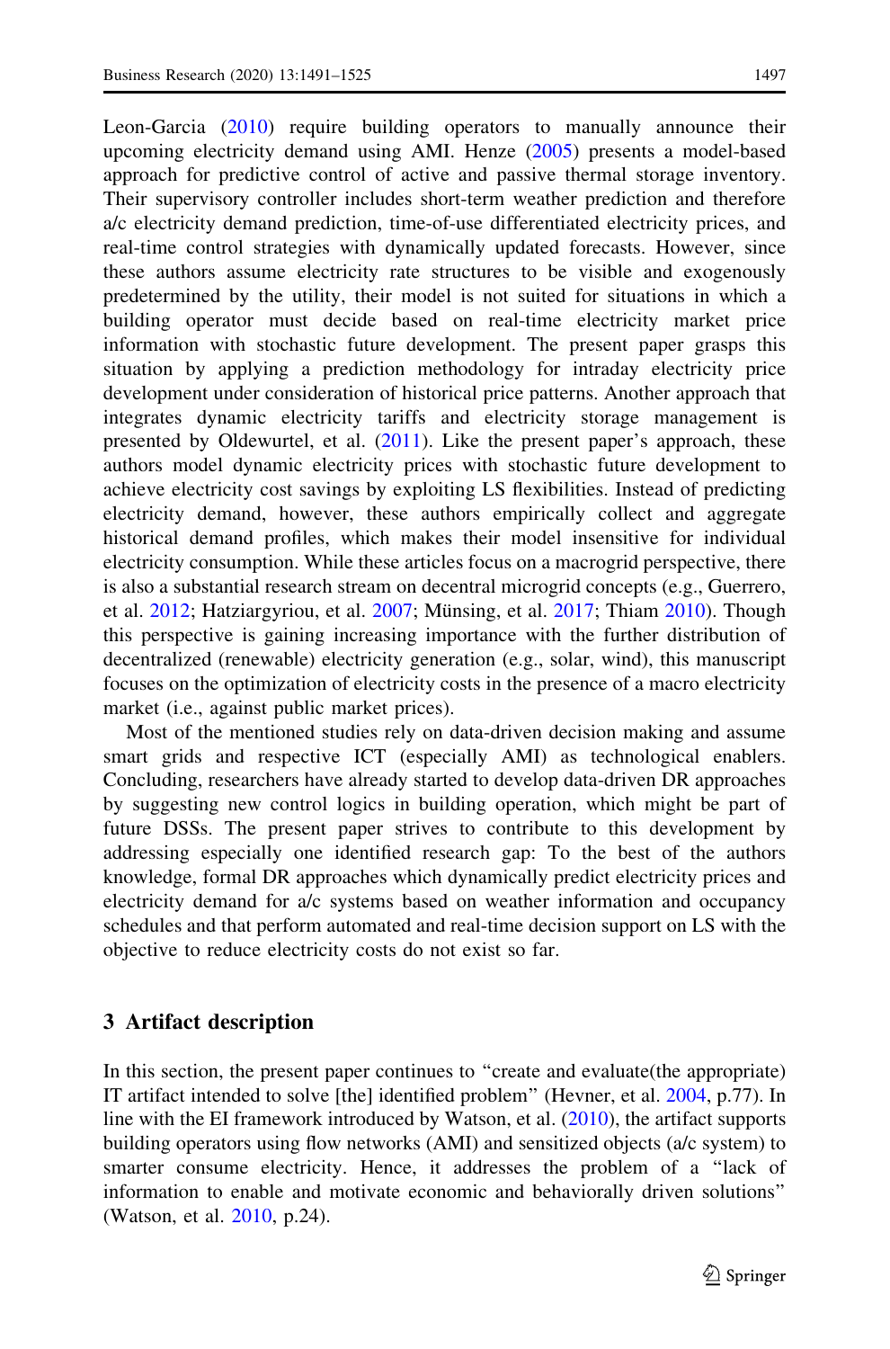Leon-Garcia (2010) require building operators to manually announce their upcoming electricity demand using AMI. Henze (2005) presents a model-based approach for predictive control of active and passive thermal storage inventory. Their supervisory controller includes short-term weather prediction and therefore a/c electricity demand prediction, time-of-use differentiated electricity prices, and real-time control strategies with dynamically updated forecasts. However, since these authors assume electricity rate structures to be visible and exogenously predetermined by the utility, their model is not suited for situations in which a building operator must decide based on real-time electricity market price information with stochastic future development. The present paper grasps this situation by applying a prediction methodology for intraday electricity price development under consideration of historical price patterns. Another approach that integrates dynamic electricity tariffs and electricity storage management is presented by Oldewurtel, et al. (2011). Like the present paper's approach, these authors model dynamic electricity prices with stochastic future development to achieve electricity cost savings by exploiting LS flexibilities. Instead of predicting electricity demand, however, these authors empirically collect and aggregate historical demand profiles, which makes their model insensitive for individual electricity consumption. While these articles focus on a macrogrid perspective, there is also a substantial research stream on decentral microgrid concepts (e.g., Guerrero, et al. 2012; Hatziargyriou, et al. 2007; Münsing, et al. 2017; Thiam 2010). Though this perspective is gaining increasing importance with the further distribution of decentralized (renewable) electricity generation (e.g., solar, wind), this manuscript focuses on the optimization of electricity costs in the presence of a macro electricity market (i.e., against public market prices).

Most of the mentioned studies rely on data-driven decision making and assume smart grids and respective ICT (especially AMI) as technological enablers. Concluding, researchers have already started to develop data-driven DR approaches by suggesting new control logics in building operation, which might be part of future DSSs. The present paper strives to contribute to this development by addressing especially one identified research gap: To the best of the authors knowledge, formal DR approaches which dynamically predict electricity prices and electricity demand for a/c systems based on weather information and occupancy schedules and that perform automated and real-time decision support on LS with the objective to reduce electricity costs do not exist so far.

## 3 Artifact description

In this section, the present paper continues to "create and evaluate(the appropriate) IT artifact intended to solve [the] identified problem" (Hevner, et al. 2004, p.77). In line with the EI framework introduced by Watson, et al. (2010), the artifact supports building operators using flow networks (AMI) and sensitized objects (a/c system) to smarter consume electricity. Hence, it addresses the problem of a "lack of information to enable and motivate economic and behaviorally driven solutions" (Watson, et al. 2010, p.24).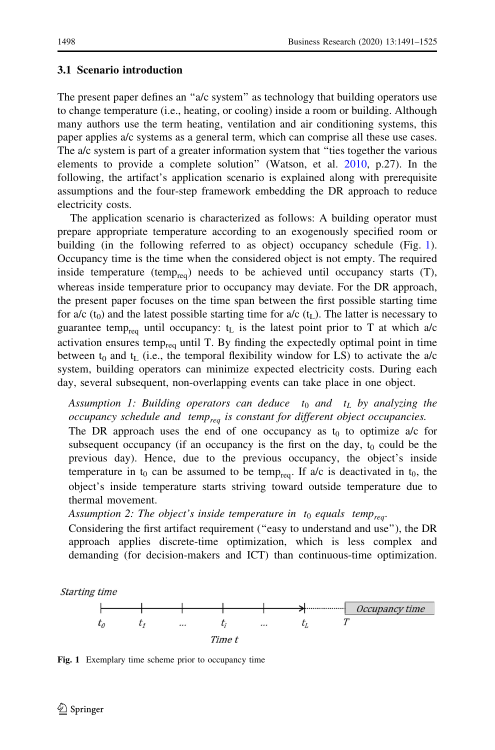### 3.1 Scenario introduction

The present paper defines an "a/c system" as technology that building operators use to change temperature (i.e., heating, or cooling) inside a room or building. Although many authors use the term heating, ventilation and air conditioning systems, this paper applies a/c systems as a general term, which can comprise all these use cases. The a/c system is part of a greater information system that "ties together the various elements to provide a complete solution" (Watson, et al. 2010, p.27). In the following, the artifact's application scenario is explained along with prerequisite assumptions and the four-step framework embedding the DR approach to reduce electricity costs.

The application scenario is characterized as follows: A building operator must prepare appropriate temperature according to an exogenously specified room or building (in the following referred to as object) occupancy schedule (Fig. 1). Occupancy time is the time when the considered object is not empty. The required inside temperature ($temp_{req}$) needs to be achieved until occupancy starts (T), whereas inside temperature prior to occupancy may deviate. For the DR approach, the present paper focuses on the time span between the first possible starting time for a/c ($t_0$) and the latest possible starting time for a/c ($t_L$). The latter is necessary to guarantee $temp_{req}$ until occupancy: $t_L$ is the latest point prior to T at which a/c activation ensures $temp_{req}$ until T. By finding the expectedly optimal point in time between $t_0$ and $t_L$ (i.e., the temporal flexibility window for LS) to activate the a/c system, building operators can minimize expected electricity costs. During each day, several subsequent, non-overlapping events can take place in one object.

*Assumption 1: Building operators can deduce $t_0$ and $t_L$ by analyzing the occupancy schedule and $temp_{req}$ is constant for different object occupancies.*

The DR approach uses the end of one occupancy as $t_0$ to optimize a/c for subsequent occupancy (if an occupancy is the first on the day, $t_0$ could be the previous day). Hence, due to the previous occupancy, the object's inside temperature in $t_0$ can be assumed to be $temp_{req}$. If a/c is deactivated in $t_0$, the object's inside temperature starts striving toward outside temperature due to thermal movement.

*Assumption 2: The object's inside temperature in $t_0$ equals $temp_{req}$.*

Considering the first artifact requirement ("easy to understand and use"), the DR approach applies discrete-time optimization, which is less complex and demanding (for decision-makers and ICT) than continuous-time optimization.

Starting time

$t_0$ $t_1$ ... $t_i$ ... $t_L$ $T$ Occupancy time

Time $t$

**Fig. 1** Exemplary time scheme prior to occupancy time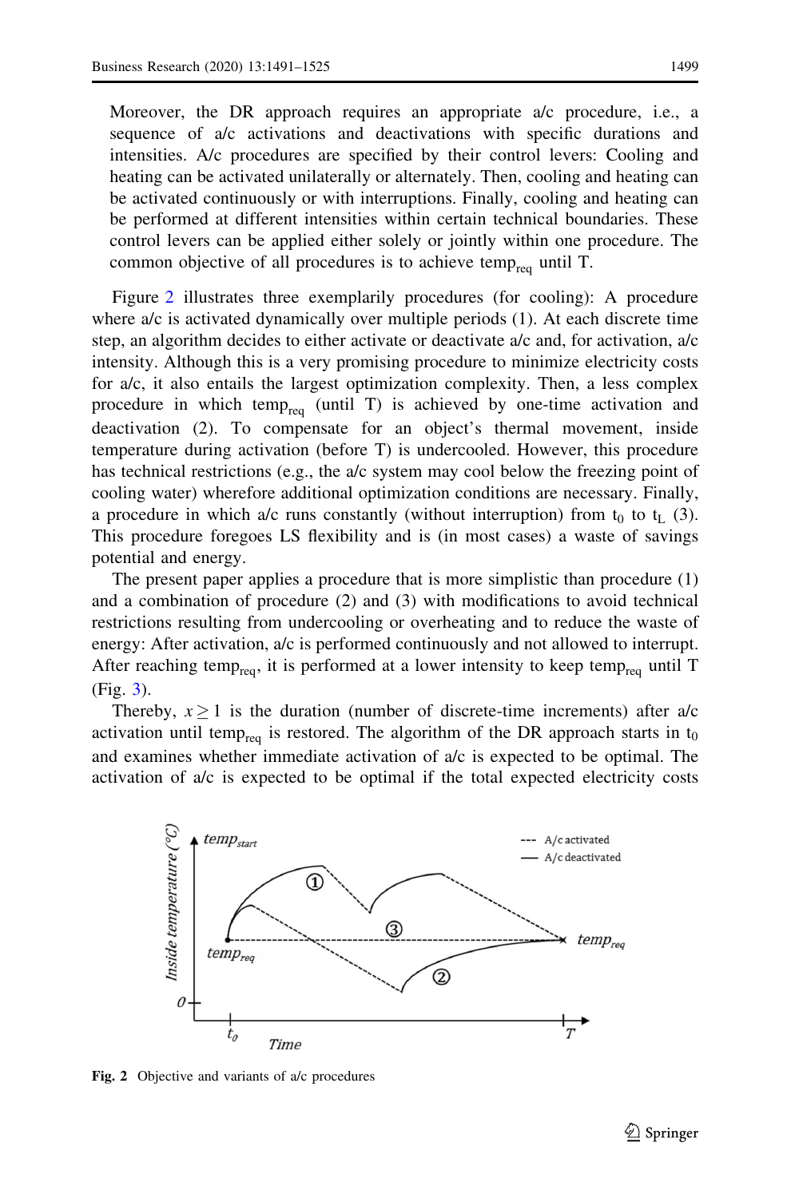Moreover, the DR approach requires an appropriate a/c procedure, i.e., a sequence of a/c activations and deactivations with specific durations and intensities. A/c procedures are specified by their control levers: Cooling and heating can be activated unilaterally or alternately. Then, cooling and heating can be activated continuously or with interruptions. Finally, cooling and heating can be performed at different intensities within certain technical boundaries. These control levers can be applied either solely or jointly within one procedure. The common objective of all procedures is to achieve $temp_{req}$ until T.

Figure 2 illustrates three exemplarily procedures (for cooling): A procedure where a/c is activated dynamically over multiple periods (1). At each discrete time step, an algorithm decides to either activate or deactivate a/c and, for activation, a/c intensity. Although this is a very promising procedure to minimize electricity costs for a/c, it also entails the largest optimization complexity. Then, a less complex procedure in which $temp_{req}$ (until T) is achieved by one-time activation and deactivation (2). To compensate for an object's thermal movement, inside temperature during activation (before T) is undercooled. However, this procedure has technical restrictions (e.g., the a/c system may cool below the freezing point of cooling water) wherefore additional optimization conditions are necessary. Finally, a procedure in which a/c runs constantly (without interruption) from $t_0$ to $t_L$ (3). This procedure foregoes LS flexibility and is (in most cases) a waste of savings potential and energy.

The present paper applies a procedure that is more simplistic than procedure (1) and a combination of procedure (2) and (3) with modifications to avoid technical restrictions resulting from undercooling or overheating and to reduce the waste of energy: After activation, a/c is performed continuously and not allowed to interrupt. After reaching $temp_{req}$, it is performed at a lower intensity to keep $temp_{req}$ until T (Fig. 3).

Thereby, $x \geq 1$ is the duration (number of discrete-time increments) after a/c activation until $temp_{req}$ is restored. The algorithm of the DR approach starts in $t_0$ and examines whether immediate activation of a/c is expected to be optimal. The activation of a/c is expected to be optimal if the total expected electricity costs

**Fig. 2** Objective and variants of a/c procedures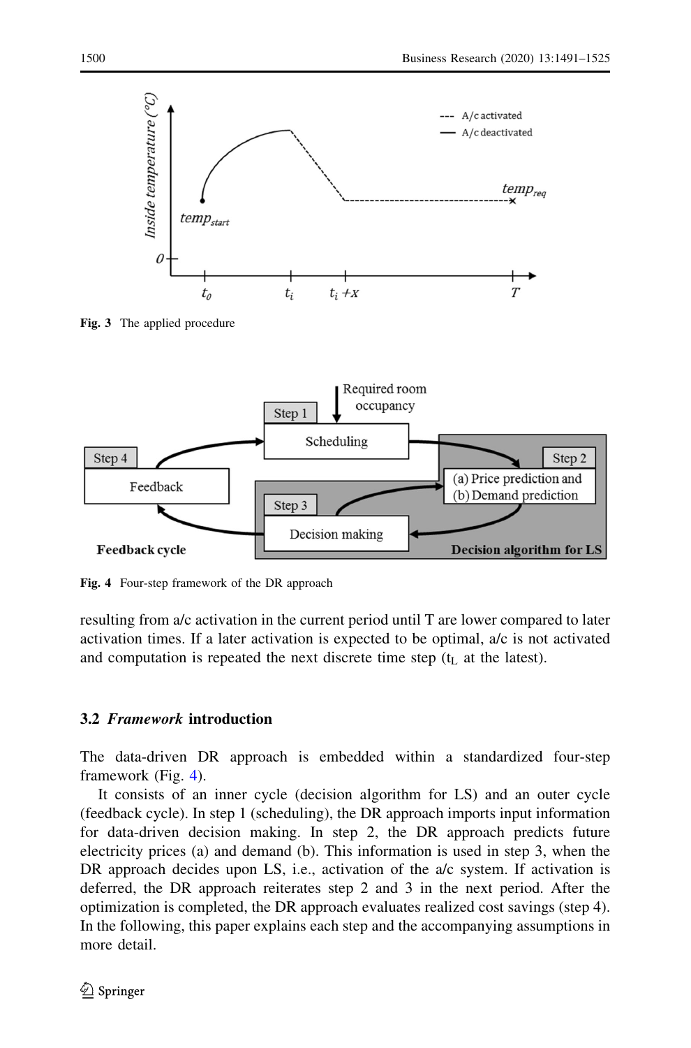Fig. 3 The applied procedure

Fig. 4 Four-step framework of the DR approach

resulting from a/c activation in the current period until T are lower compared to later activation times. If a later activation is expected to be optimal, a/c is not activated and computation is repeated the next discrete time step ($t_L$ at the latest).

### 3.2 *Framework* introduction

The data-driven DR approach is embedded within a standardized four-step framework (Fig. 4).

It consists of an inner cycle (decision algorithm for LS) and an outer cycle (feedback cycle). In step 1 (scheduling), the DR approach imports input information for data-driven decision making. In step 2, the DR approach predicts future electricity prices (a) and demand (b). This information is used in step 3, when the DR approach decides upon LS, i.e., activation of the a/c system. If activation is deferred, the DR approach reiterates step 2 and 3 in the next period. After the optimization is completed, the DR approach evaluates realized cost savings (step 4). In the following, this paper explains each step and the accompanying assumptions in more detail.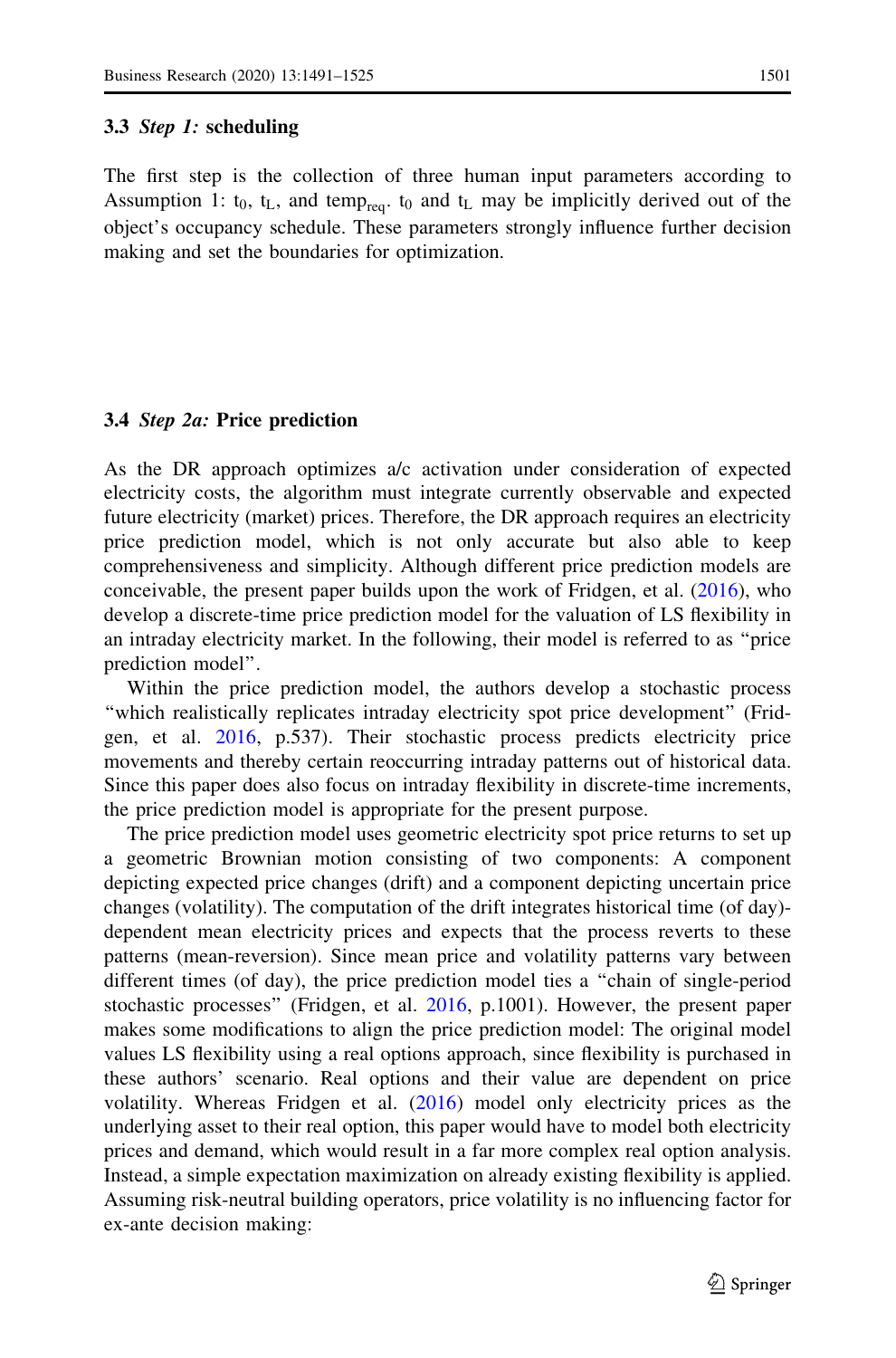### 3.3 *Step 1:* scheduling

The first step is the collection of three human input parameters according to Assumption 1: $t_0$, $t_L$, and $temp_{req}$. $t_0$ and $t_L$ may be implicitly derived out of the object's occupancy schedule. These parameters strongly influence further decision making and set the boundaries for optimization.

### 3.4 *Step 2a:* Price prediction

As the DR approach optimizes a/c activation under consideration of expected electricity costs, the algorithm must integrate currently observable and expected future electricity (market) prices. Therefore, the DR approach requires an electricity price prediction model, which is not only accurate but also able to keep comprehensiveness and simplicity. Although different price prediction models are conceivable, the present paper builds upon the work of Fridgen, et al. (2016), who develop a discrete-time price prediction model for the valuation of LS flexibility in an intraday electricity market. In the following, their model is referred to as "price prediction model".

Within the price prediction model, the authors develop a stochastic process "which realistically replicates intraday electricity spot price development" (Fridgen, et al. 2016, p.537). Their stochastic process predicts electricity price movements and thereby certain reoccurring intraday patterns out of historical data. Since this paper does also focus on intraday flexibility in discrete-time increments, the price prediction model is appropriate for the present purpose.

The price prediction model uses geometric electricity spot price returns to set up a geometric Brownian motion consisting of two components: A component depicting expected price changes (drift) and a component depicting uncertain price changes (volatility). The computation of the drift integrates historical time (of day)-dependent mean electricity prices and expects that the process reverts to these patterns (mean-reversion). Since mean price and volatility patterns vary between different times (of day), the price prediction model ties a "chain of single-period stochastic processes" (Fridgen, et al. 2016, p.1001). However, the present paper makes some modifications to align the price prediction model: The original model values LS flexibility using a real options approach, since flexibility is purchased in these authors' scenario. Real options and their value are dependent on price volatility. Whereas Fridgen et al. (2016) model only electricity prices as the underlying asset to their real option, this paper would have to model both electricity prices and demand, which would result in a far more complex real option analysis. Instead, a simple expectation maximization on already existing flexibility is applied. Assuming risk-neutral building operators, price volatility is no influencing factor for ex-ante decision making: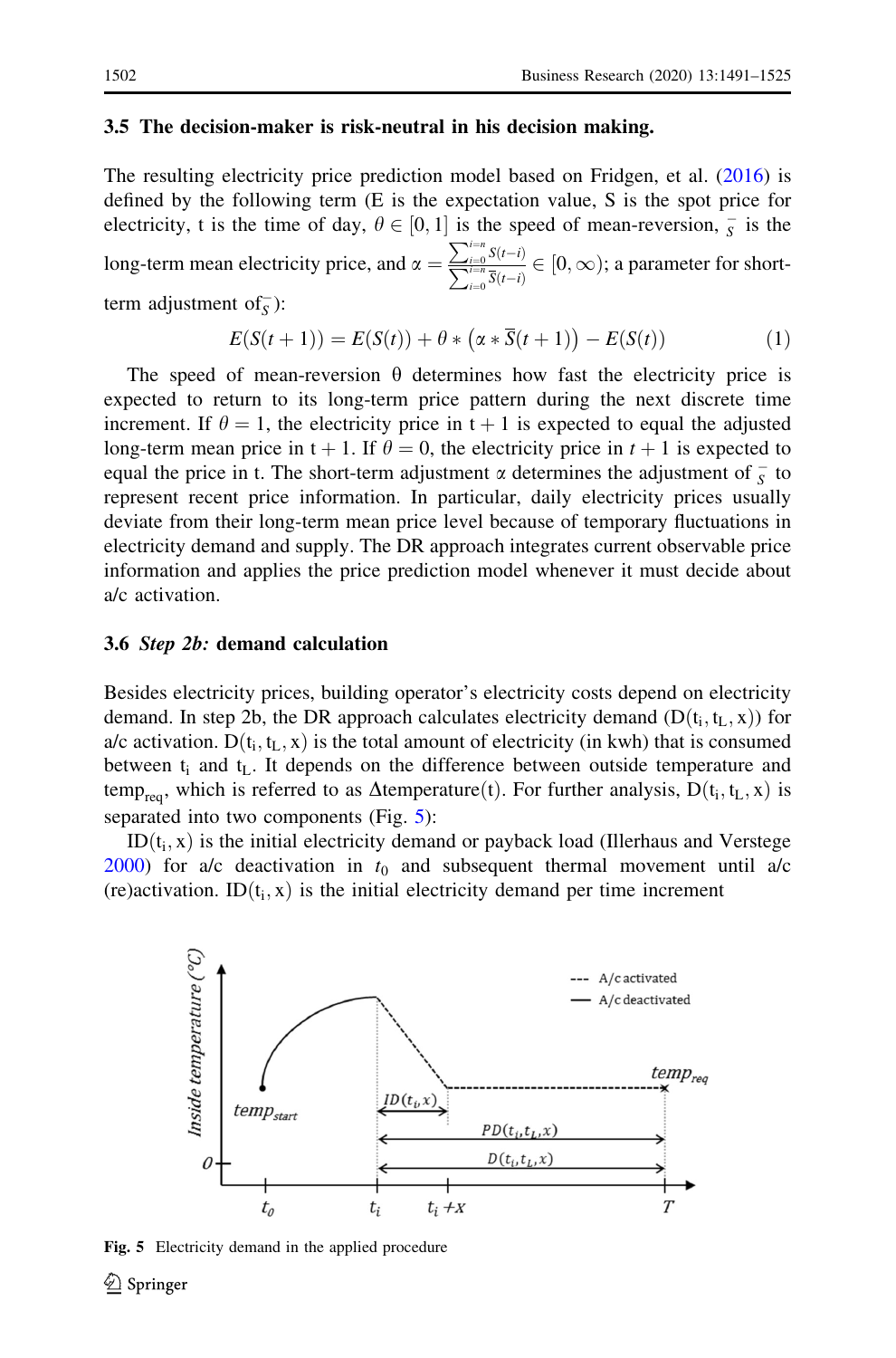### 3.5 The decision-maker is risk-neutral in his decision making.

The resulting electricity price prediction model based on Fridgen, et al. (2016) is defined by the following term (E is the expectation value, S is the spot price for electricity, t is the time of day, $\theta \in [0, 1]$ is the speed of mean-reversion, $\bar{S}$ is the long-term mean electricity price, and $\alpha = \frac{\sum_{i=0}^{i=n} S(t-i)}{\sum_{i=0}^{i=n} \bar{S}(t-i)} \in [0, \infty)$; a parameter for short-term adjustment of $\bar{S}$):

$$E(S(t+1)) = E(S(t)) + \theta * \left(\alpha * \overline{S}(t+1)\right) - E(S(t)) \tag{1}$$

The speed of mean-reversion θ determines how fast the electricity price is expected to return to its long-term price pattern during the next discrete time increment. If $\theta = 1$, the electricity price in t + 1 is expected to equal the adjusted long-term mean price in t + 1. If $\theta = 0$, the electricity price in $t + 1$ is expected to equal the price in t. The short-term adjustment α determines the adjustment of $\bar{S}$ to represent recent price information. In particular, daily electricity prices usually deviate from their long-term mean price level because of temporary fluctuations in electricity demand and supply. The DR approach integrates current observable price information and applies the price prediction model whenever it must decide about a/c activation.

### 3.6 *Step 2b:* demand calculation

Besides electricity prices, building operator's electricity costs depend on electricity demand. In step 2b, the DR approach calculates electricity demand ($D(t_i, t_L, x)$) for a/c activation. $D(t_i, t_L, x)$ is the total amount of electricity (in kwh) that is consumed between $t_i$ and $t_L$. It depends on the difference between outside temperature and $temp_{req}$, which is referred to as Δtemperature(t). For further analysis, $D(t_i, t_L, x)$ is separated into two components (Fig. 5):

$ID(t_i, x)$ is the initial electricity demand or payback load (Illerhaus and Verstege 2000) for a/c deactivation in $t_0$ and subsequent thermal movement until a/c (re)activation. $ID(t_i, x)$ is the initial electricity demand per time increment

Fig. 5 Electricity demand in the applied procedure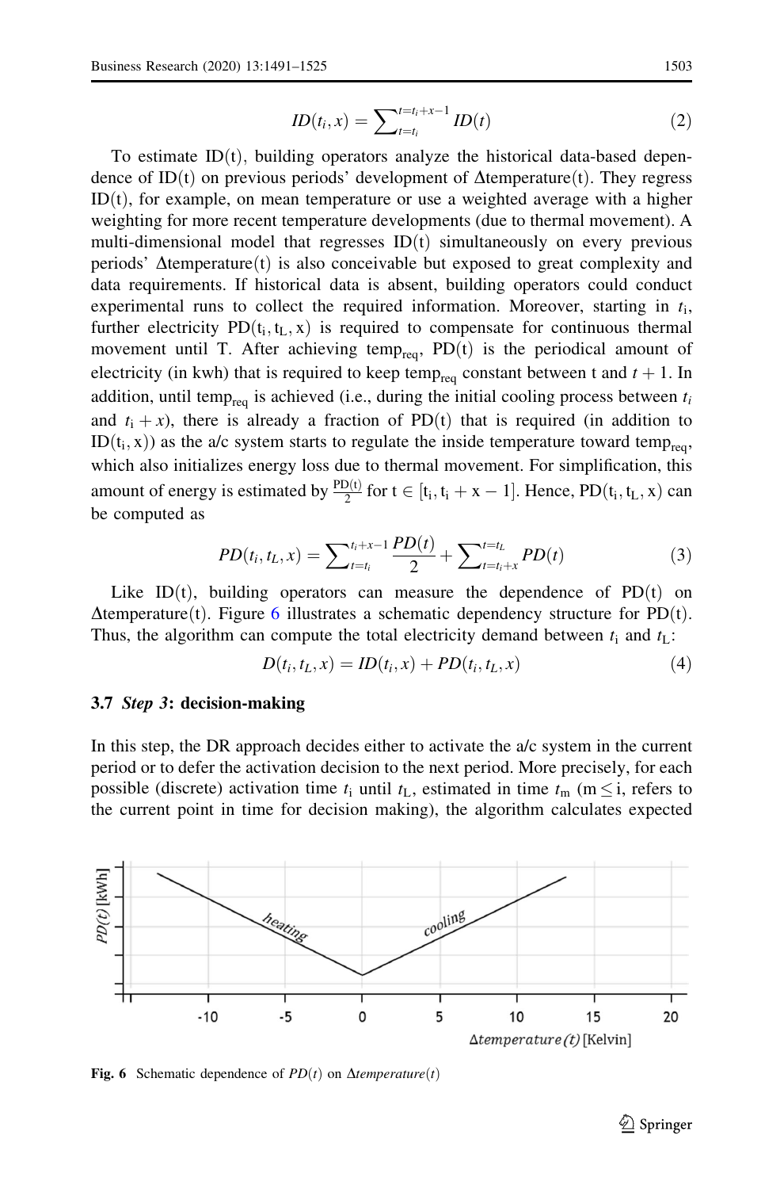$$ID(t_i, x) = \sum\nolimits_{t=t_i}^{t=t_i+x-1} ID(t) \tag{2}$$

To estimate ID(t), building operators analyze the historical data-based dependence of ID(t) on previous periods' development of Δtemperature(t). They regress ID(t), for example, on mean temperature or use a weighted average with a higher weighting for more recent temperature developments (due to thermal movement). A multi-dimensional model that regresses ID(t) simultaneously on every previous periods' Δtemperature(t) is also conceivable but exposed to great complexity and data requirements. If historical data is absent, building operators could conduct experimental runs to collect the required information. Moreover, starting in $t_i$, further electricity $PD(t_i, t_L, x)$ is required to compensate for continuous thermal movement until T. After achieving $temp_{req}$, PD(t) is the periodical amount of electricity (in kwh) that is required to keep $temp_{req}$ constant between t and $t + 1$. In addition, until $temp_{req}$ is achieved (i.e., during the initial cooling process between $t_i$ and $t_i + x$), there is already a fraction of PD(t) that is required (in addition to $ID(t_i, x)$) as the a/c system starts to regulate the inside temperature toward $temp_{req}$, which also initializes energy loss due to thermal movement. For simplification, this amount of energy is estimated by $\frac{PD(t)}{2}$ for $t \in [t_i, t_i + x - 1]$. Hence, $PD(t_i, t_L, x)$ can be computed as

$$PD(t_i, t_L, x) = \sum\nolimits_{t=t_i}^{t_i+x-1} \frac{PD(t)}{2} + \sum\nolimits_{t=t_i+x}^{t=t_L} PD(t) \tag{3}$$

Like ID(t), building operators can measure the dependence of PD(t) on Δtemperature(t). Figure 6 illustrates a schematic dependency structure for PD(t). Thus, the algorithm can compute the total electricity demand between $t_i$ and $t_L$:

$$D(t_i, t_L, x) = ID(t_i, x) + PD(t_i, t_L, x) \tag{4}$$

### 3.7 *Step 3*: decision-making

In this step, the DR approach decides either to activate the a/c system in the current period or to defer the activation decision to the next period. More precisely, for each possible (discrete) activation time $t_i$ until $t_L$, estimated in time $t_m$ ($m \leq i$, refers to the current point in time for decision making), the algorithm calculates expected

**Fig. 6** Schematic dependence of *PD*(*t*) on Δ*temperature*(*t*)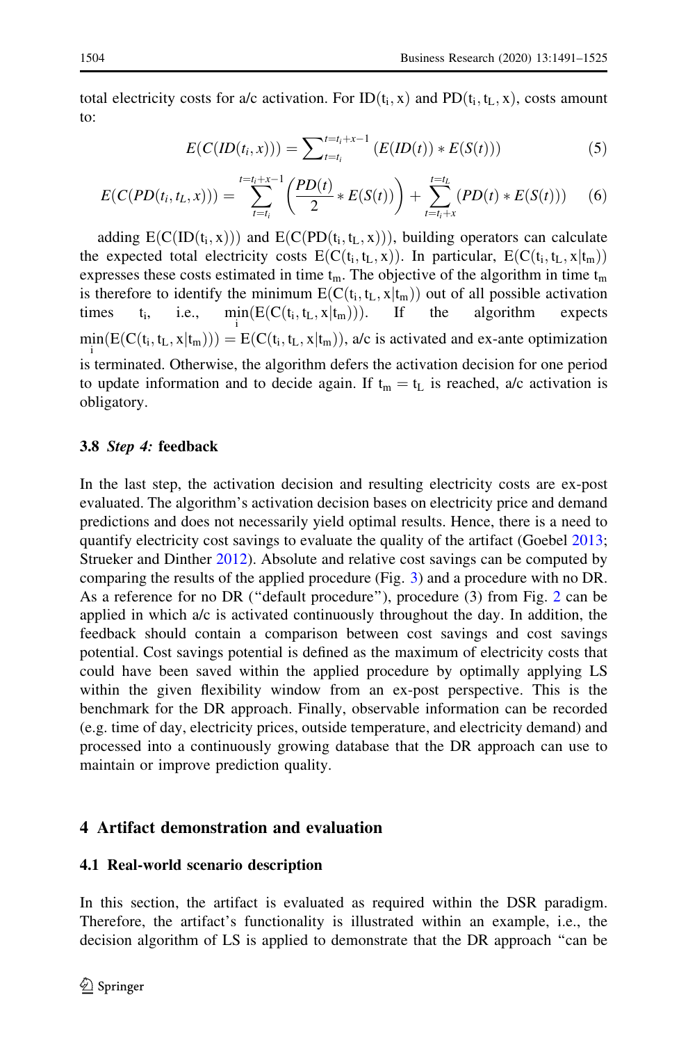total electricity costs for a/c activation. For $ID(t_i, x)$ and $PD(t_i, t_L, x)$, costs amount to:

$$E(C(ID(t_i, x))) = \sum\nolimits_{t=t_i}^{t=t_i+x-1} (E(ID(t)) * E(S(t))) \tag{5}$$

$$E(C(PD(t_i, t_L, x))) = \sum_{t=t_i}^{t=t_i+x-1} \left(\frac{PD(t)}{2} * E(S(t))\right) + \sum_{t=t_i+x}^{t=t_L} (PD(t) * E(S(t))) \tag{6}$$

adding $E(C(ID(t_i, x)))$ and $E(C(PD(t_i, t_L, x)))$, building operators can calculate the expected total electricity costs $E(C(t_i, t_L, x))$. In particular, $E(C(t_i, t_L, x|t_m))$ expresses these costs estimated in time $t_m$. The objective of the algorithm in time $t_m$ is therefore to identify the minimum $E(C(t_i, t_L, x|t_m))$ out of all possible activation times $t_i$, i.e., $\min_i(E(C(t_i, t_L, x|t_m)))$. If the algorithm expects $\min_i(E(C(t_i, t_L, x|t_m))) = E(C(t_i, t_L, x|t_m))$, a/c is activated and ex-ante optimization is terminated. Otherwise, the algorithm defers the activation decision for one period to update information and to decide again. If $t_m = t_L$ is reached, a/c activation is obligatory.

### 3.8 *Step 4:* feedback

In the last step, the activation decision and resulting electricity costs are ex-post evaluated. The algorithm's activation decision bases on electricity price and demand predictions and does not necessarily yield optimal results. Hence, there is a need to quantify electricity cost savings to evaluate the quality of the artifact (Goebel 2013; Strueker and Dinther 2012). Absolute and relative cost savings can be computed by comparing the results of the applied procedure (Fig. 3) and a procedure with no DR. As a reference for no DR ("default procedure"), procedure (3) from Fig. 2 can be applied in which a/c is activated continuously throughout the day. In addition, the feedback should contain a comparison between cost savings and cost savings potential. Cost savings potential is defined as the maximum of electricity costs that could have been saved within the applied procedure by optimally applying LS within the given flexibility window from an ex-post perspective. This is the benchmark for the DR approach. Finally, observable information can be recorded (e.g. time of day, electricity prices, outside temperature, and electricity demand) and processed into a continuously growing database that the DR approach can use to maintain or improve prediction quality.

## 4 Artifact demonstration and evaluation

### 4.1 Real-world scenario description

In this section, the artifact is evaluated as required within the DSR paradigm. Therefore, the artifact's functionality is illustrated within an example, i.e., the decision algorithm of LS is applied to demonstrate that the DR approach "can be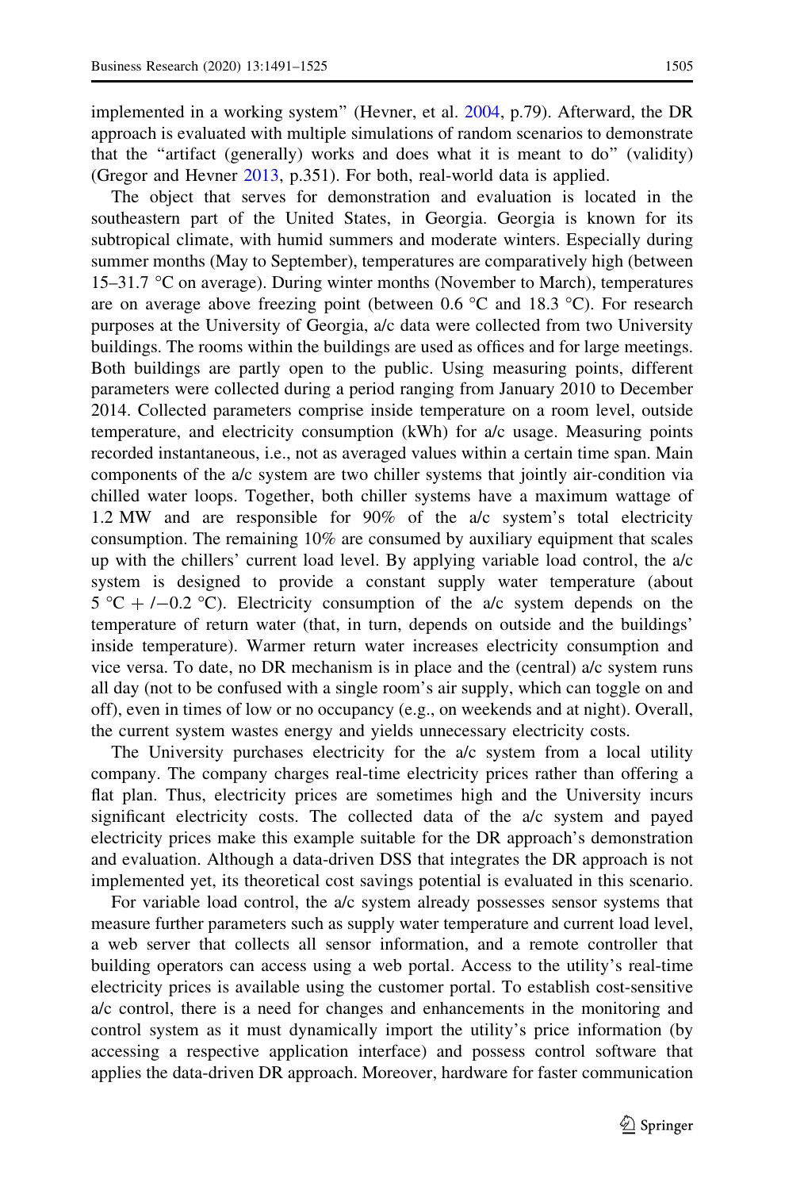implemented in a working system" (Hevner, et al. 2004, p.79). Afterward, the DR approach is evaluated with multiple simulations of random scenarios to demonstrate that the "artifact (generally) works and does what it is meant to do" (validity) (Gregor and Hevner 2013, p.351). For both, real-world data is applied.

The object that serves for demonstration and evaluation is located in the southeastern part of the United States, in Georgia. Georgia is known for its subtropical climate, with humid summers and moderate winters. Especially during summer months (May to September), temperatures are comparatively high (between 15–31.7 °C on average). During winter months (November to March), temperatures are on average above freezing point (between 0.6 °C and 18.3 °C). For research purposes at the University of Georgia, a/c data were collected from two University buildings. The rooms within the buildings are used as offices and for large meetings. Both buildings are partly open to the public. Using measuring points, different parameters were collected during a period ranging from January 2010 to December 2014. Collected parameters comprise inside temperature on a room level, outside temperature, and electricity consumption (kWh) for a/c usage. Measuring points recorded instantaneous, i.e., not as averaged values within a certain time span. Main components of the a/c system are two chiller systems that jointly air-condition via chilled water loops. Together, both chiller systems have a maximum wattage of 1.2 MW and are responsible for 90% of the a/c system's total electricity consumption. The remaining 10% are consumed by auxiliary equipment that scales up with the chillers' current load level. By applying variable load control, the a/c system is designed to provide a constant supply water temperature (about 5 °C + /−0.2 °C). Electricity consumption of the a/c system depends on the temperature of return water (that, in turn, depends on outside and the buildings' inside temperature). Warmer return water increases electricity consumption and vice versa. To date, no DR mechanism is in place and the (central) a/c system runs all day (not to be confused with a single room's air supply, which can toggle on and off), even in times of low or no occupancy (e.g., on weekends and at night). Overall, the current system wastes energy and yields unnecessary electricity costs.

The University purchases electricity for the a/c system from a local utility company. The company charges real-time electricity prices rather than offering a flat plan. Thus, electricity prices are sometimes high and the University incurs significant electricity costs. The collected data of the a/c system and payed electricity prices make this example suitable for the DR approach's demonstration and evaluation. Although a data-driven DSS that integrates the DR approach is not implemented yet, its theoretical cost savings potential is evaluated in this scenario.

For variable load control, the a/c system already possesses sensor systems that measure further parameters such as supply water temperature and current load level, a web server that collects all sensor information, and a remote controller that building operators can access using a web portal. Access to the utility's real-time electricity prices is available using the customer portal. To establish cost-sensitive a/c control, there is a need for changes and enhancements in the monitoring and control system as it must dynamically import the utility's price information (by accessing a respective application interface) and possess control software that applies the data-driven DR approach. Moreover, hardware for faster communication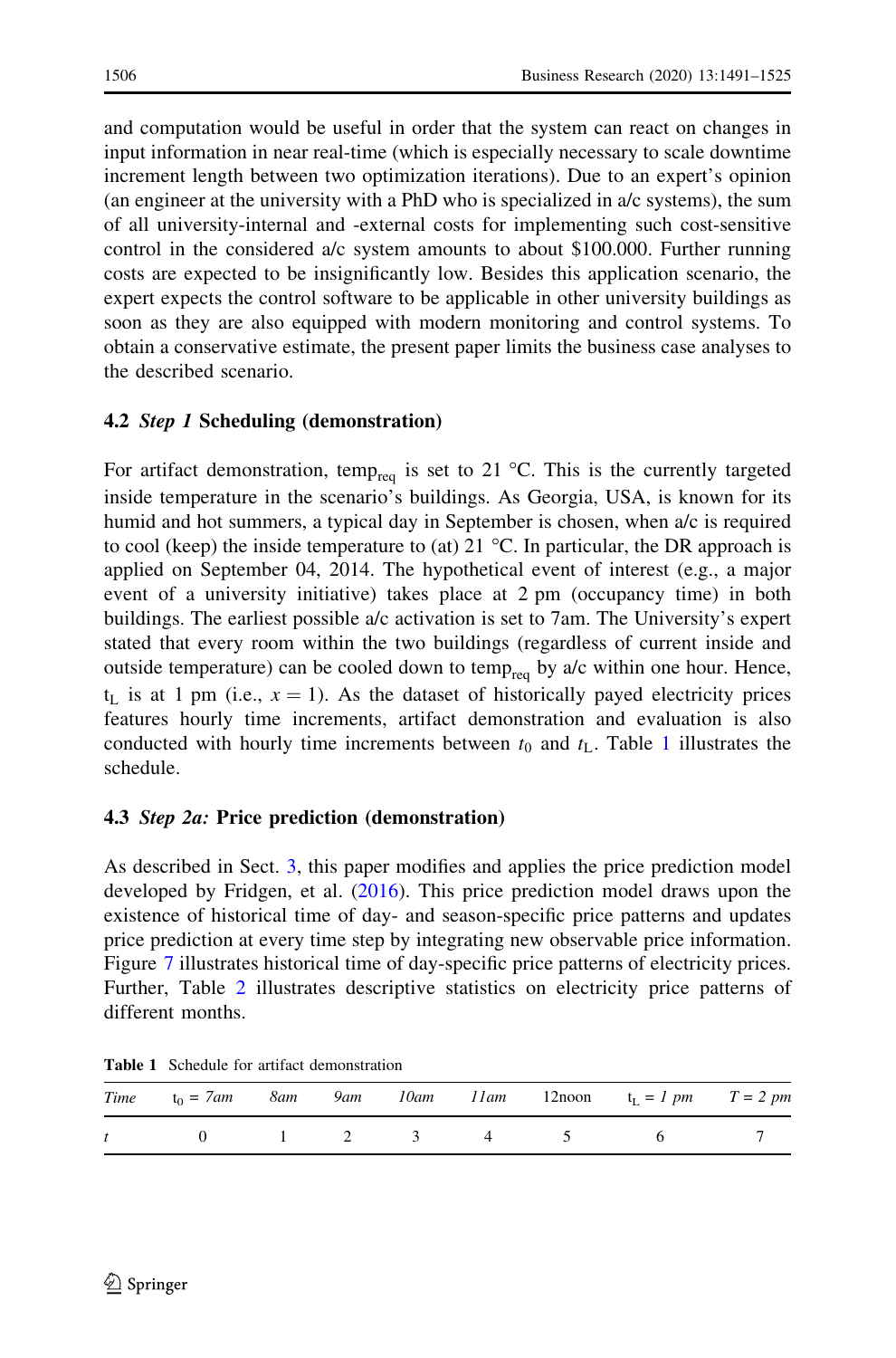and computation would be useful in order that the system can react on changes in input information in near real-time (which is especially necessary to scale downtime increment length between two optimization iterations). Due to an expert's opinion (an engineer at the university with a PhD who is specialized in a/c systems), the sum of all university-internal and -external costs for implementing such cost-sensitive control in the considered a/c system amounts to about \$100.000. Further running costs are expected to be insignificantly low. Besides this application scenario, the expert expects the control software to be applicable in other university buildings as soon as they are also equipped with modern monitoring and control systems. To obtain a conservative estimate, the present paper limits the business case analyses to the described scenario.

### 4.2 *Step 1* Scheduling (demonstration)

For artifact demonstration, $temp_{req}$ is set to 21 °C. This is the currently targeted inside temperature in the scenario's buildings. As Georgia, USA, is known for its humid and hot summers, a typical day in September is chosen, when a/c is required to cool (keep) the inside temperature to (at) 21 °C. In particular, the DR approach is applied on September 04, 2014. The hypothetical event of interest (e.g., a major event of a university initiative) takes place at 2 pm (occupancy time) in both buildings. The earliest possible a/c activation is set to 7am. The University's expert stated that every room within the two buildings (regardless of current inside and outside temperature) can be cooled down to $temp_{req}$ by a/c within one hour. Hence, $t_L$ is at 1 pm (i.e., $x = 1$). As the dataset of historically payed electricity prices features hourly time increments, artifact demonstration and evaluation is also conducted with hourly time increments between $t_0$ and $t_L$. Table 1 illustrates the schedule.

### 4.3 *Step 2a:* Price prediction (demonstration)

As described in Sect. 3, this paper modifies and applies the price prediction model developed by Fridgen, et al. (2016). This price prediction model draws upon the existence of historical time of day- and season-specific price patterns and updates price prediction at every time step by integrating new observable price information. Figure 7 illustrates historical time of day-specific price patterns of electricity prices. Further, Table 2 illustrates descriptive statistics on electricity price patterns of different months.

**Table 1** Schedule for artifact demonstration

| *Time* | $t_0$ = *7am* | *8am* | *9am* | *10am* | *11am* | 12noon | $t_L$ = *1 pm* | $T$ = *2 pm* |
|---|---|---|---|---|---|---|---|---|
| $t$ | 0 | 1 | 2 | 3 | 4 | 5 | 6 | 7 |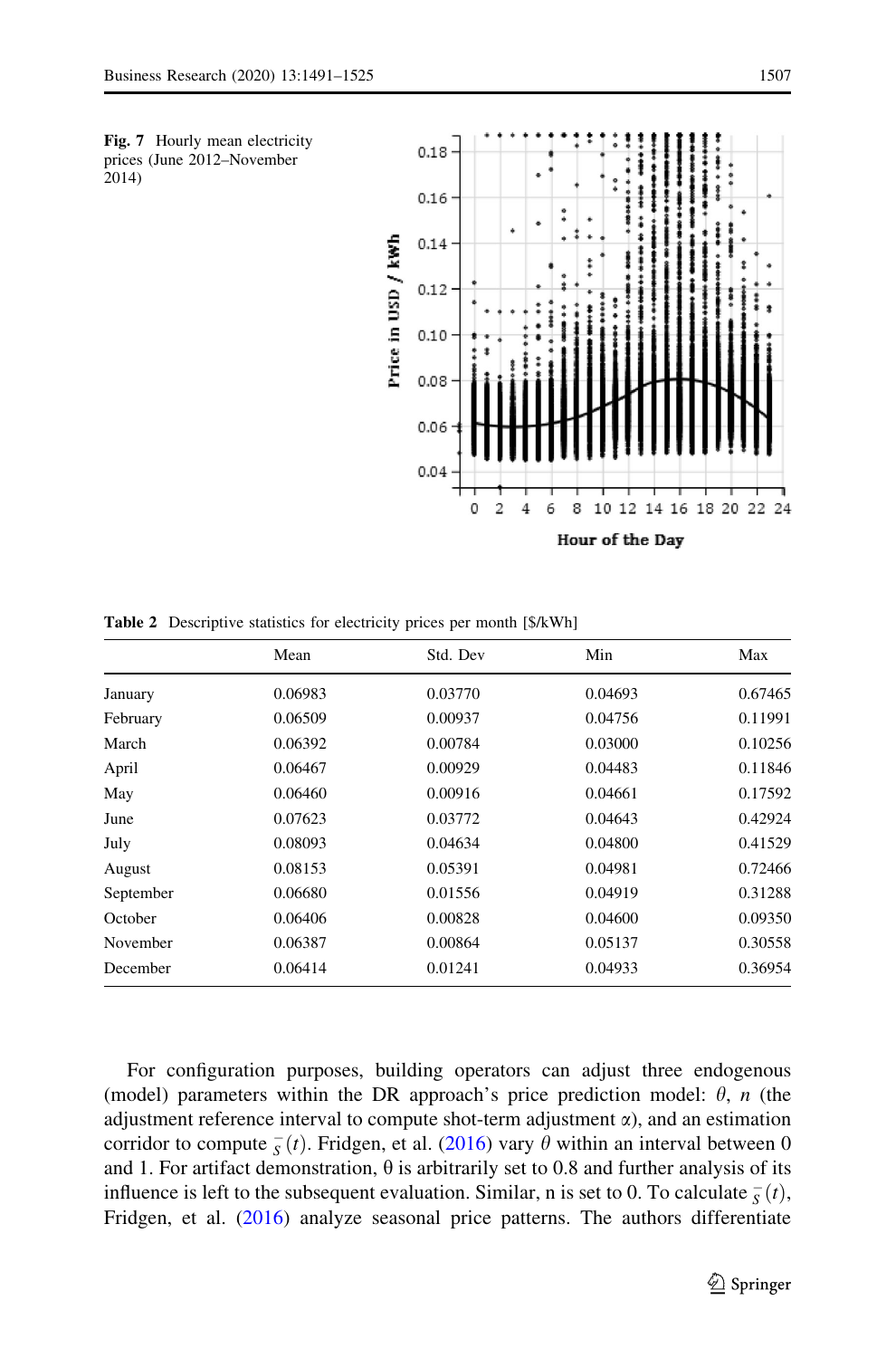**Fig. 7** Hourly mean electricity prices (June 2012–November 2014)

**Table 2** Descriptive statistics for electricity prices per month [$/kWh]

| | Mean | Std. Dev | Min | Max |
|---|---|---|---|---|
| January | 0.06983 | 0.03770 | 0.04693 | 0.67465 |
| February | 0.06509 | 0.00937 | 0.04756 | 0.11991 |
| March | 0.06392 | 0.00784 | 0.03000 | 0.10256 |
| April | 0.06467 | 0.00929 | 0.04483 | 0.11846 |
| May | 0.06460 | 0.00916 | 0.04661 | 0.17592 |
| June | 0.07623 | 0.03772 | 0.04643 | 0.42924 |
| July | 0.08093 | 0.04634 | 0.04800 | 0.41529 |
| August | 0.08153 | 0.05391 | 0.04981 | 0.72466 |
| September | 0.06680 | 0.01556 | 0.04919 | 0.31288 |
| October | 0.06406 | 0.00828 | 0.04600 | 0.09350 |
| November | 0.06387 | 0.00864 | 0.05137 | 0.30558 |
| December | 0.06414 | 0.01241 | 0.04933 | 0.36954 |

For configuration purposes, building operators can adjust three endogenous (model) parameters within the DR approach's price prediction model: $\theta$, $n$ (the adjustment reference interval to compute shot-term adjustment $\alpha$), and an estimation corridor to compute $\bar{s}(t)$. Fridgen, et al. (2016) vary $\theta$ within an interval between 0 and 1. For artifact demonstration, θ is arbitrarily set to 0.8 and further analysis of its influence is left to the subsequent evaluation. Similar, n is set to 0. To calculate $\bar{s}(t)$, Fridgen, et al. (2016) analyze seasonal price patterns. The authors differentiate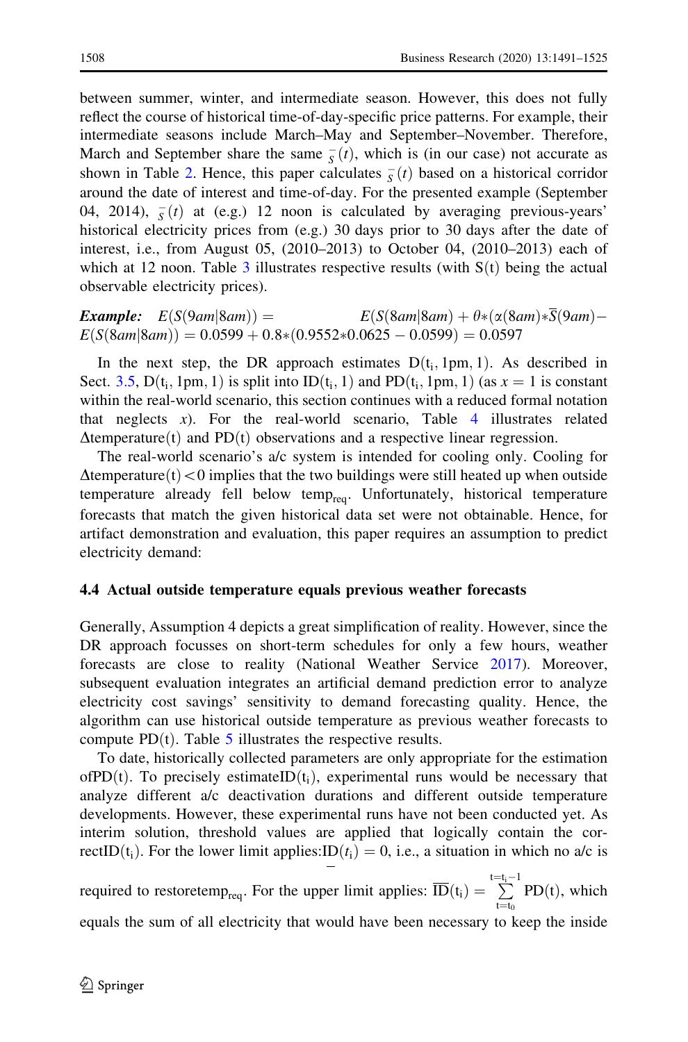between summer, winter, and intermediate season. However, this does not fully reflect the course of historical time-of-day-specific price patterns. For example, their intermediate seasons include March–May and September–November. Therefore, March and September share the same $\bar{S}(t)$, which is (in our case) not accurate as shown in Table 2. Hence, this paper calculates $\bar{S}(t)$ based on a historical corridor around the date of interest and time-of-day. For the presented example (September 04, 2014), $\bar{S}(t)$ at (e.g.) 12 noon is calculated by averaging previous-years' historical electricity prices from (e.g.) 30 days prior to 30 days after the date of interest, i.e., from August 05, (2010–2013) to October 04, (2010–2013) each of which at 12 noon. Table 3 illustrates respective results (with S(t) being the actual observable electricity prices).

***Example:*** $E(S(9am|8am)) = E(S(8am|8am) + \theta*(\alpha(8am)*\bar{S}(9am) - E(S(8am|8am)) = 0.0599 + 0.8*(0.9552*0.0625 - 0.0599) = 0.0597$

In the next step, the DR approach estimates $D(t_i, 1pm, 1)$. As described in Sect. 3.5, $D(t_i, 1pm, 1)$ is split into $ID(t_i, 1)$ and $PD(t_i, 1pm, 1)$ (as $x = 1$ is constant within the real-world scenario, this section continues with a reduced formal notation that neglects $x$). For the real-world scenario, Table 4 illustrates related $\Delta temperature(t)$ and $PD(t)$ observations and a respective linear regression.

The real-world scenario's a/c system is intended for cooling only. Cooling for $\Delta temperature(t) < 0$ implies that the two buildings were still heated up when outside temperature already fell below $temp_{req}$. Unfortunately, historical temperature forecasts that match the given historical data set were not obtainable. Hence, for artifact demonstration and evaluation, this paper requires an assumption to predict electricity demand:

### 4.4 Actual outside temperature equals previous weather forecasts

Generally, Assumption 4 depicts a great simplification of reality. However, since the DR approach focusses on short-term schedules for only a few hours, weather forecasts are close to reality (National Weather Service 2017). Moreover, subsequent evaluation integrates an artificial demand prediction error to analyze electricity cost savings' sensitivity to demand forecasting quality. Hence, the algorithm can use historical outside temperature as previous weather forecasts to compute $PD(t)$. Table 5 illustrates the respective results.

To date, historically collected parameters are only appropriate for the estimation of $PD(t)$. To precisely estimate $ID(t_i)$, experimental runs would be necessary that analyze different a/c deactivation durations and different outside temperature developments. However, these experimental runs have not been conducted yet. As interim solution, threshold values are applied that logically contain the correct $ID(t_i)$. For the lower limit applies: $\underline{ID}(t_i) = 0$, i.e., a situation in which no a/c is required to restore $temp_{req}$. For the upper limit applies: $\overline{ID}(t_i) = \sum_{t=t_0}^{t=t_i-1} PD(t)$, which equals the sum of all electricity that would have been necessary to keep the inside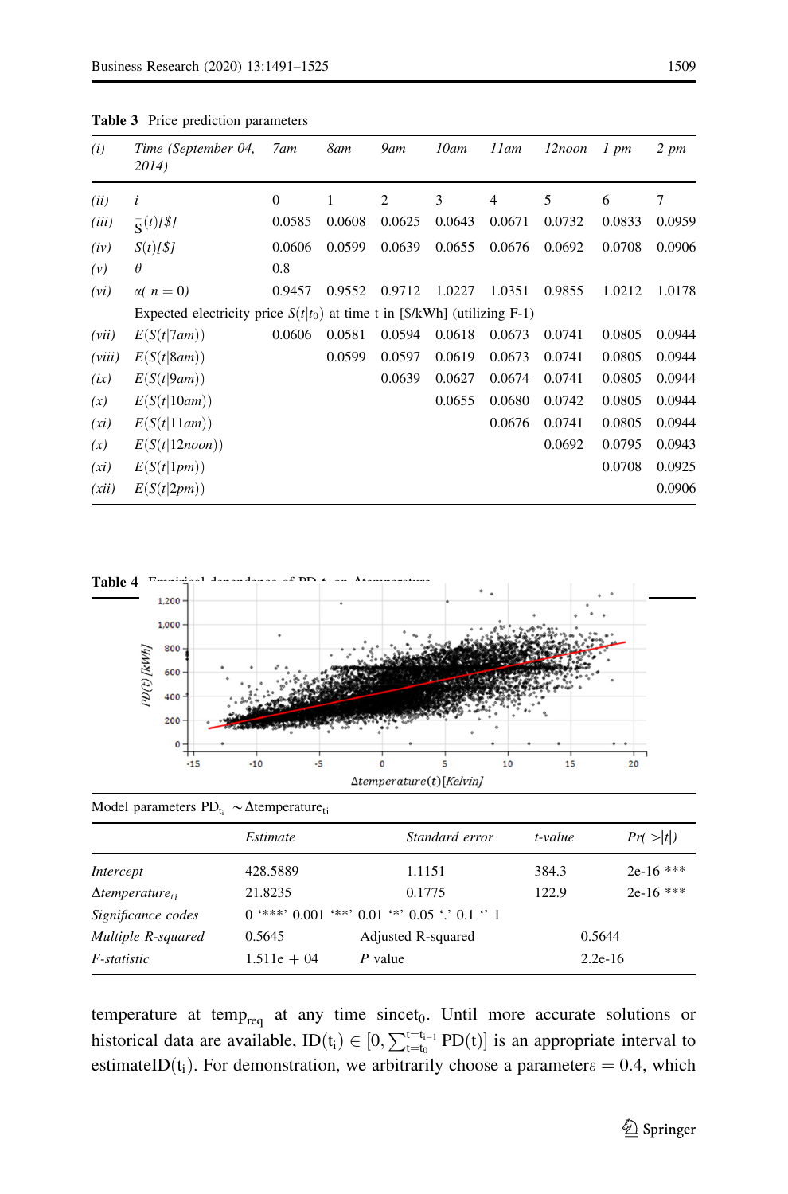**Table 3** Price prediction parameters

| (i) | Time (September 04, 2014) | 7am | 8am | 9am | 10am | 11am | 12noon | 1 pm | 2 pm |
|---|---|---|---|---|---|---|---|---|---|
| (ii) | $i$ | 0 | 1 | 2 | 3 | 4 | 5 | 6 | 7 |
| (iii) | $\bar{S}(t)[\$]$ | 0.0585 | 0.0608 | 0.0625 | 0.0643 | 0.0671 | 0.0732 | 0.0833 | 0.0959 |
| (iv) | $S(t)[\$]$ | 0.0606 | 0.0599 | 0.0639 | 0.0655 | 0.0676 | 0.0692 | 0.0708 | 0.0906 |
| (v) | $\theta$ | 0.8 | | | | | | | |
| (vi) | $\alpha(n=0)$ | 0.9457 | 0.9552 | 0.9712 | 1.0227 | 1.0351 | 0.9855 | 1.0212 | 1.0178 |
| | Expected electricity price $S(t\|t_0)$ at time t in [\$/kWh] (utilizing F-1) | | | | | | | | |
| (vii) | $E(S(t\|7am))$ | 0.0606 | 0.0581 | 0.0594 | 0.0618 | 0.0673 | 0.0741 | 0.0805 | 0.0944 |
| (viii) | $E(S(t\|8am))$ | | 0.0599 | 0.0597 | 0.0619 | 0.0673 | 0.0741 | 0.0805 | 0.0944 |
| (ix) | $E(S(t\|9am))$ | | | 0.0639 | 0.0627 | 0.0674 | 0.0741 | 0.0805 | 0.0944 |
| (x) | $E(S(t\|10am))$ | | | | 0.0655 | 0.0680 | 0.0742 | 0.0805 | 0.0944 |
| (xi) | $E(S(t\|11am))$ | | | | | 0.0676 | 0.0741 | 0.0805 | 0.0944 |
| (x) | $E(S(t\|12noon))$ | | | | | | 0.0692 | 0.0795 | 0.0943 |
| (xi) | $E(S(t\|1pm))$ | | | | | | | 0.0708 | 0.0925 |
| (xii) | $E(S(t\|2pm))$ | | | | | | | | 0.0906 |

**Table 4** Empirical dependence of PD t on Δtemperature

Model parameters $PD_{t_i} \sim \Delta temperature_{t_i}$

| | *Estimate* | *Standard error* | *t-value* | *Pr(>\|t\|)* |
|---|---|---|---|---|
| *Intercept* | 428.5889 | 1.1151 | 384.3 | 2e-16 *** |
| *Δtemperature$_{ti}$* | 21.8235 | 0.1775 | 122.9 | 2e-16 *** |
| *Significance codes* | 0 '***' 0.001 '**' 0.01 '*' 0.05 '.' 0.1 '' 1 | | | |
| *Multiple R-squared* | 0.5645 | Adjusted R-squared | 0.5644 | |
| *F-statistic* | 1.511e + 04 | *P* value | 2.2e-16 | |

temperature at $temp_{req}$ at any time since$t_0$. Until more accurate solutions or historical data are available, $ID(t_i) \in [0, \sum_{t=t_0}^{t=t_{i-1}} PD(t)]$ is an appropriate interval to estimate$ID(t_i)$. For demonstration, we arbitrarily choose a parameter$\varepsilon = 0.4$, which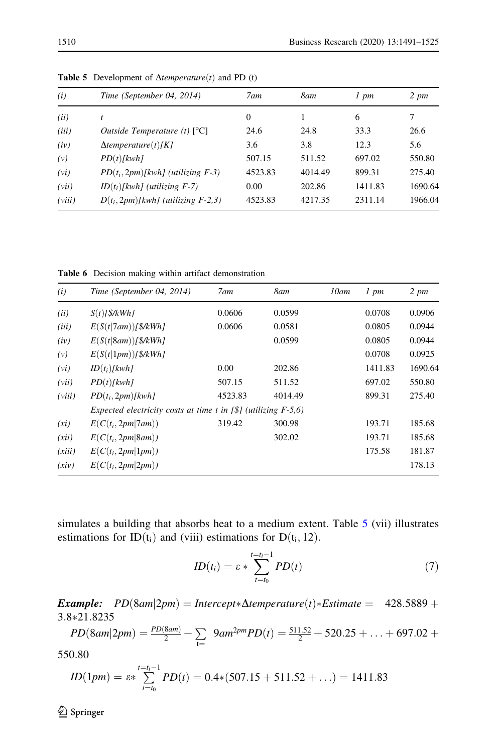**Table 5** Development of $\Delta temperature(t)$ and PD (t)

| *(i)* | *Time (September 04, 2014)* | *7am* | *8am* | *1 pm* | *2 pm* |
|---|---|---|---|---|---|
| *(ii)* | *t* | 0 | 1 | 6 | 7 |
| *(iii)* | *Outside Temperature (t)* [°C] | 24.6 | 24.8 | 33.3 | 26.6 |
| *(iv)* | $\Delta temperature(t)[K]$ | 3.6 | 3.8 | 12.3 | 5.6 |
| *(v)* | $PD(t)[kwh]$ | 507.15 | 511.52 | 697.02 | 550.80 |
| *(vi)* | $PD(t_i, 2pm)[kwh]$ *(utilizing F-3)* | 4523.83 | 4014.49 | 899.31 | 275.40 |
| *(vii)* | $ID(t_i)[kwh]$ *(utilizing F-7)* | 0.00 | 202.86 | 1411.83 | 1690.64 |
| *(viii)* | $D(t_i, 2pm)[kwh]$ *(utilizing F-2,3)* | 4523.83 | 4217.35 | 2311.14 | 1966.04 |

**Table 6** Decision making within artifact demonstration

| *(i)* | *Time (September 04, 2014)* | *7am* | *8am* | *10am* | *1 pm* | *2 pm* |
|---|---|---|---|---|---|---|
| *(ii)* | $S(t)[\$/kWh]$ | 0.0606 | 0.0599 | | 0.0708 | 0.0906 |
| *(iii)* | $E(S(t\|7am))[\$/kWh]$ | 0.0606 | 0.0581 | | 0.0805 | 0.0944 |
| *(iv)* | $E(S(t\|8am))[\$/kWh]$ | | 0.0599 | | 0.0805 | 0.0944 |
| *(v)* | $E(S(t\|1pm))[\$/kWh]$ | | | | 0.0708 | 0.0925 |
| *(vi)* | $ID(t_i)[kwh]$ | 0.00 | 202.86 | | 1411.83 | 1690.64 |
| *(vii)* | $PD(t)[kwh]$ | 507.15 | 511.52 | | 697.02 | 550.80 |
| *(viii)* | $PD(t_i, 2pm)[kwh]$ | 4523.83 | 4014.49 | | 899.31 | 275.40 |
| | *Expected electricity costs at time t in [\$] (utilizing F-5,6)* | | | | | |
| *(xi)* | $E(C(t_i, 2pm\|7am))$ | 319.42 | 300.98 | | 193.71 | 185.68 |
| *(xii)* | $E(C(t_i, 2pm\|8am))$ | | 302.02 | | 193.71 | 185.68 |
| *(xiii)* | $E(C(t_i, 2pm\|1pm))$ | | | | 175.58 | 181.87 |
| *(xiv)* | $E(C(t_i, 2pm\|2pm))$ | | | | | 178.13 |

simulates a building that absorbs heat to a medium extent. Table 5 (vii) illustrates estimations for $ID(t_i)$ and (viii) estimations for $D(t_i, 12)$.

$$ID(t_i) = \varepsilon * \sum_{t=t_0}^{t=t_i-1} PD(t) \tag{7}$$

***Example:*** $PD(8am|2pm) = Intercept * \Delta temperature(t) * Estimate = 428.5889 + 3.8 * 21.8235$

$$PD(8am|2pm) = \frac{PD(8am)}{2} + \sum_{t=} 9am^{2pm} PD(t) = \frac{511.52}{2} + 520.25 + \ldots + 697.02 + 550.80$$

$$ID(1pm) = \varepsilon * \sum_{t=t_0}^{t=t_i-1} PD(t) = 0.4 * (507.15 + 511.52 + \ldots) = 1411.83$$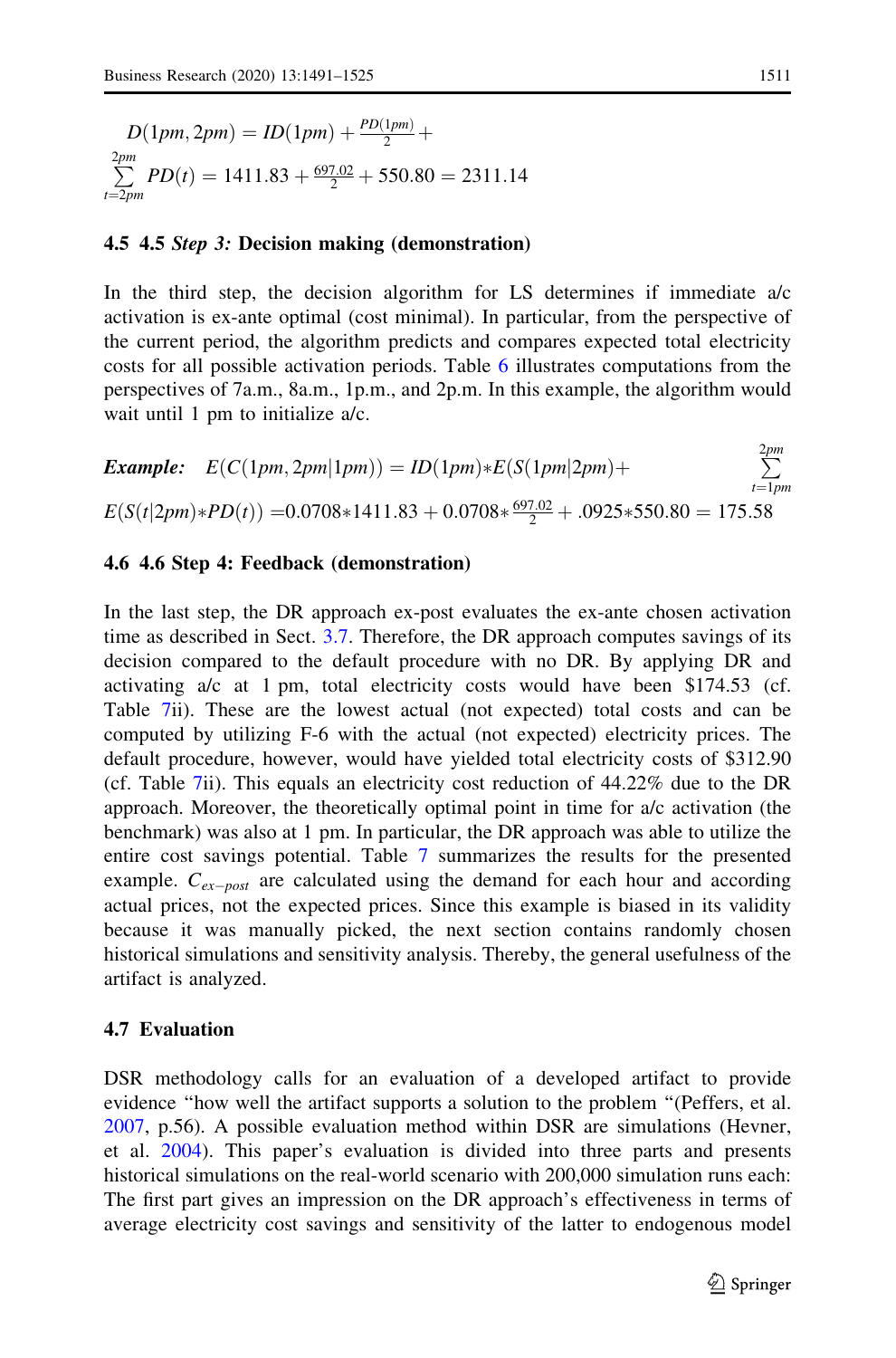$$D(1pm, 2pm) = ID(1pm) + \frac{PD(1pm)}{2} + \sum_{t=2pm}^{2pm} PD(t) = 1411.83 + \frac{697.02}{2} + 550.80 = 2311.14$$

### 4.5 4.5 *Step 3:* Decision making (demonstration)

In the third step, the decision algorithm for LS determines if immediate a/c activation is ex-ante optimal (cost minimal). In particular, from the perspective of the current period, the algorithm predicts and compares expected total electricity costs for all possible activation periods. Table 6 illustrates computations from the perspectives of 7a.m., 8a.m., 1p.m., and 2p.m. In this example, the algorithm would wait until 1 pm to initialize a/c.

***Example:*** $E(C(1pm, 2pm|1pm)) = ID(1pm)*E(S(1pm|2pm) + \sum_{t=1pm}^{2pm} E(S(t|2pm)*PD(t)) = 0.0708*1411.83 + 0.0708*\frac{697.02}{2} + .0925*550.80 = 175.58$

### 4.6 4.6 Step 4: Feedback (demonstration)

In the last step, the DR approach ex-post evaluates the ex-ante chosen activation time as described in Sect. 3.7. Therefore, the DR approach computes savings of its decision compared to the default procedure with no DR. By applying DR and activating a/c at 1 pm, total electricity costs would have been \$174.53 (cf. Table 7ii). These are the lowest actual (not expected) total costs and can be computed by utilizing F-6 with the actual (not expected) electricity prices. The default procedure, however, would have yielded total electricity costs of \$312.90 (cf. Table 7ii). This equals an electricity cost reduction of 44.22% due to the DR approach. Moreover, the theoretically optimal point in time for a/c activation (the benchmark) was also at 1 pm. In particular, the DR approach was able to utilize the entire cost savings potential. Table 7 summarizes the results for the presented example. $C_{ex-post}$ are calculated using the demand for each hour and according actual prices, not the expected prices. Since this example is biased in its validity because it was manually picked, the next section contains randomly chosen historical simulations and sensitivity analysis. Thereby, the general usefulness of the artifact is analyzed.

### 4.7 Evaluation

DSR methodology calls for an evaluation of a developed artifact to provide evidence "how well the artifact supports a solution to the problem "(Peffers, et al. 2007, p.56). A possible evaluation method within DSR are simulations (Hevner, et al. 2004). This paper's evaluation is divided into three parts and presents historical simulations on the real-world scenario with 200,000 simulation runs each: The first part gives an impression on the DR approach's effectiveness in terms of average electricity cost savings and sensitivity of the latter to endogenous model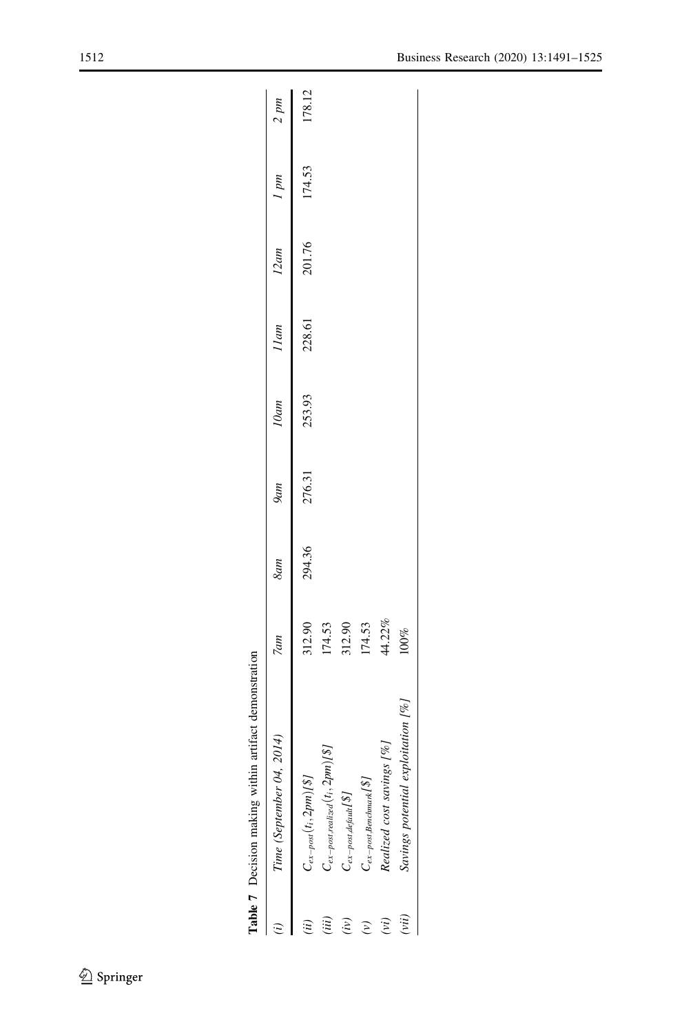**Table 7** Decision making within artifact demonstration

| *(i)* | *Time (September 04, 2014)* | *7am* | *8am* | *9am* | *10am* | *11am* | *12am* | *1 pm* | *2 pm* |
|---|---|---|---|---|---|---|---|---|---|
| *(ii)* | $C_{ex-post}(t_i, 2pm)[\$]$ | 312.90 | 294.36 | 276.31 | 253.93 | 228.61 | 201.76 | 174.53 | 178.12 |
| *(iii)* | $C_{ex-post,realized}(t_i, 2pm)[\$]$ | 174.53 | | | | | | | |
| *(iv)* | $C_{ex-post,default}[\$]$ | 312.90 | | | | | | | |
| *(v)* | $C_{ex-post,Benchmark}[\$]$ | 174.53 | | | | | | | |
| *(vi)* | *Realized cost savings [%]* | 44.22% | | | | | | | |
| *(vii)* | *Savings potential exploitation [%]* | 100% | | | | | | | |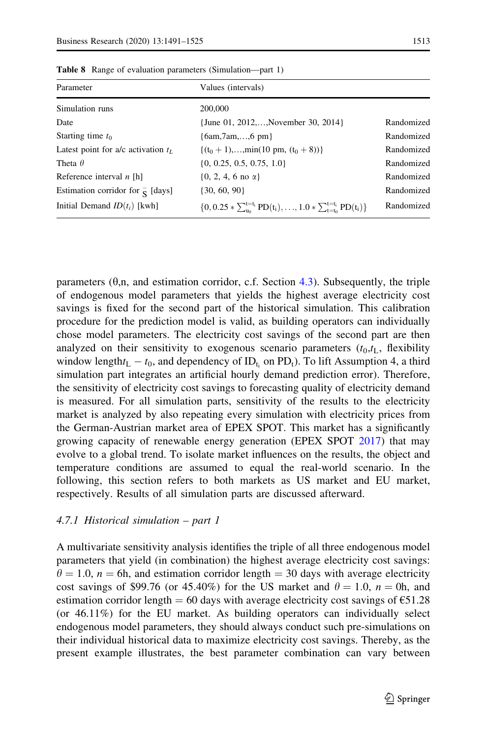**Table 8** Range of evaluation parameters (Simulation—part 1)

| Parameter | Values (intervals) | |
|---|---|---|
| Simulation runs | 200,000 | |
| Date | {June 01, 2012,…,November 30, 2014} | Randomized |
| Starting time $t_0$ | {6am,7am,…,6 pm} | Randomized |
| Latest point for a/c activation $t_L$ | {$(t_0+1)$,…,min(10 pm, $(t_0+8)$)} | Randomized |
| Theta $\theta$ | {0, 0.25, 0.5, 0.75, 1.0} | Randomized |
| Reference interval $n$ [h] | {0, 2, 4, 6 no $\alpha$} | Randomized |
| Estimation corridor for $\bar{S}$ [days] | {30, 60, 90} | Randomized |
| Initial Demand $ID(t_i)$ [kwh] | $\{0, 0.25 * \sum_{u_0}^{t=t_i} \mathrm{PD}(t_i), \ldots, 1.0 * \sum_{t=t_0}^{t=t_i} \mathrm{PD}(t_i)\}$ | Randomized |

parameters (θ,n, and estimation corridor, c.f. Section 4.3). Subsequently, the triple of endogenous model parameters that yields the highest average electricity cost savings is fixed for the second part of the historical simulation. This calibration procedure for the prediction model is valid, as building operators can individually chose model parameters. The electricity cost savings of the second part are then analyzed on their sensitivity to exogenous scenario parameters ($t_0$,$t_L$, flexibility window length$t_L - t_0$, and dependency of $\mathrm{ID}_{t_i}$ on $\mathrm{PD}_t$). To lift Assumption 4, a third simulation part integrates an artificial hourly demand prediction error). Therefore, the sensitivity of electricity cost savings to forecasting quality of electricity demand is measured. For all simulation parts, sensitivity of the results to the electricity market is analyzed by also repeating every simulation with electricity prices from the German-Austrian market area of EPEX SPOT. This market has a significantly growing capacity of renewable energy generation (EPEX SPOT 2017) that may evolve to a global trend. To isolate market influences on the results, the object and temperature conditions are assumed to equal the real-world scenario. In the following, this section refers to both markets as US market and EU market, respectively. Results of all simulation parts are discussed afterward.

### 4.7.1 Historical simulation – part 1

A multivariate sensitivity analysis identifies the triple of all three endogenous model parameters that yield (in combination) the highest average electricity cost savings: $\theta = 1.0$, $n = 6$h, and estimation corridor length = 30 days with average electricity cost savings of \$99.76 (or 45.40%) for the US market and $\theta = 1.0$, $n = 0$h, and estimation corridor length = 60 days with average electricity cost savings of €51.28 (or 46.11%) for the EU market. As building operators can individually select endogenous model parameters, they should always conduct such pre-simulations on their individual historical data to maximize electricity cost savings. Thereby, as the present example illustrates, the best parameter combination can vary between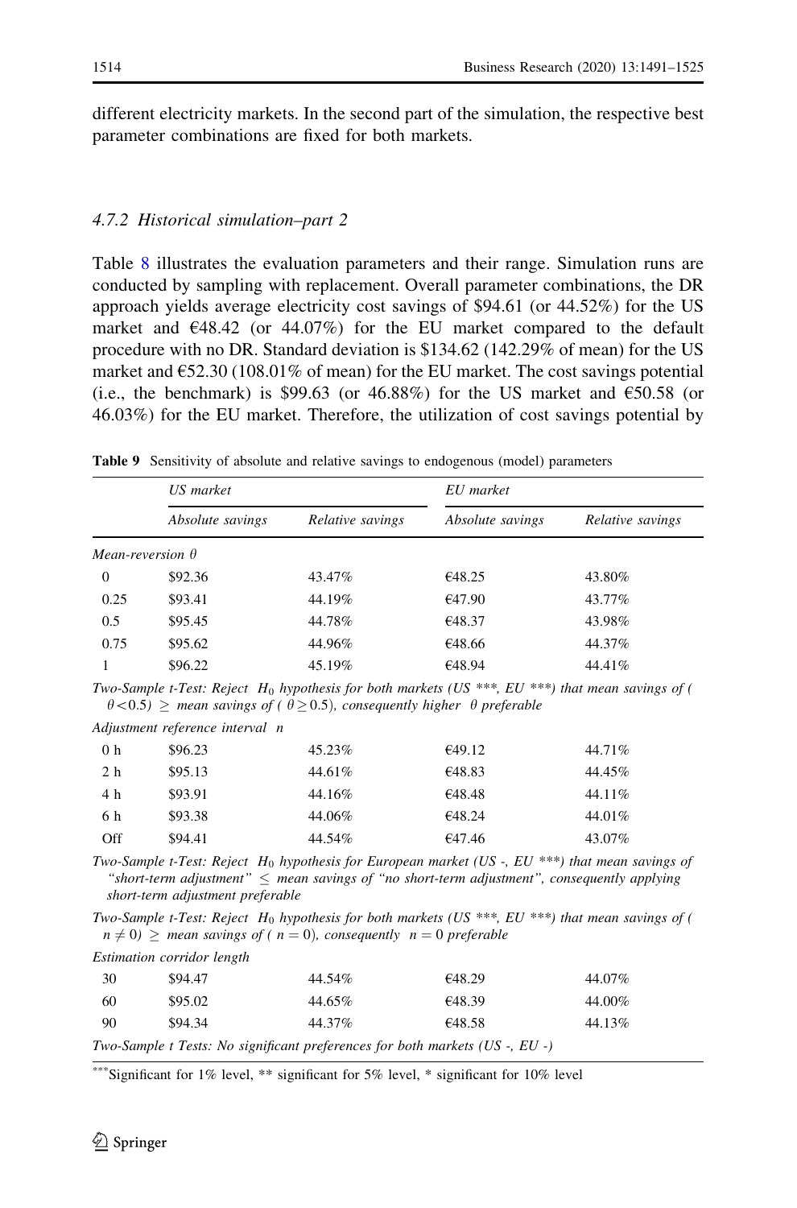different electricity markets. In the second part of the simulation, the respective best parameter combinations are fixed for both markets.

#### 4.7.2 Historical simulation–part 2

Table 8 illustrates the evaluation parameters and their range. Simulation runs are conducted by sampling with replacement. Overall parameter combinations, the DR approach yields average electricity cost savings of \$94.61 (or 44.52%) for the US market and €48.42 (or 44.07%) for the EU market compared to the default procedure with no DR. Standard deviation is \$134.62 (142.29% of mean) for the US market and €52.30 (108.01% of mean) for the EU market. The cost savings potential (i.e., the benchmark) is \$99.63 (or 46.88%) for the US market and €50.58 (or 46.03%) for the EU market. Therefore, the utilization of cost savings potential by

**Table 9** Sensitivity of absolute and relative savings to endogenous (model) parameters

| | *US market* | | *EU market* | |
|---|---|---|---|---|
| | *Absolute savings* | *Relative savings* | *Absolute savings* | *Relative savings* |
| *Mean-reversion $\theta$* | | | | |
| 0 | \$92.36 | 43.47% | €48.25 | 43.80% |
| 0.25 | \$93.41 | 44.19% | €47.90 | 43.77% |
| 0.5 | \$95.45 | 44.78% | €48.37 | 43.98% |
| 0.75 | \$95.62 | 44.96% | €48.66 | 44.37% |
| 1 | \$96.22 | 45.19% | €48.94 | 44.41% |
| *Two-Sample t-Test: Reject $H_0$ hypothesis for both markets (US \*\*\*, EU \*\*\*) that mean savings of ($\theta < 0.5$) $\geq$ mean savings of ($\theta \geq 0.5$), consequently higher $\theta$ preferable* | | | | |
| *Adjustment reference interval n* | | | | |
| 0 h | \$96.23 | 45.23% | €49.12 | 44.71% |
| 2 h | \$95.13 | 44.61% | €48.83 | 44.45% |
| 4 h | \$93.91 | 44.16% | €48.48 | 44.11% |
| 6 h | \$93.38 | 44.06% | €48.24 | 44.01% |
| Off | \$94.41 | 44.54% | €47.46 | 43.07% |
| *Two-Sample t-Test: Reject $H_0$ hypothesis for European market (US -, EU \*\*\*) that mean savings of "short-term adjustment" $\leq$ mean savings of "no short-term adjustment", consequently applying short-term adjustment preferable* | | | | |
| *Two-Sample t-Test: Reject $H_0$ hypothesis for both markets (US \*\*\*, EU \*\*\*) that mean savings of ($n \neq 0$) $\geq$ mean savings of ($n = 0$), consequently $n = 0$ preferable* | | | | |
| *Estimation corridor length* | | | | |
| 30 | \$94.47 | 44.54% | €48.29 | 44.07% |
| 60 | \$95.02 | 44.65% | €48.39 | 44.00% |
| 90 | \$94.34 | 44.37% | €48.58 | 44.13% |
| *Two-Sample t Tests: No significant preferences for both markets (US -, EU -)* | | | | |

\*\*\*Significant for 1% level, \*\* significant for 5% level, \* significant for 10% level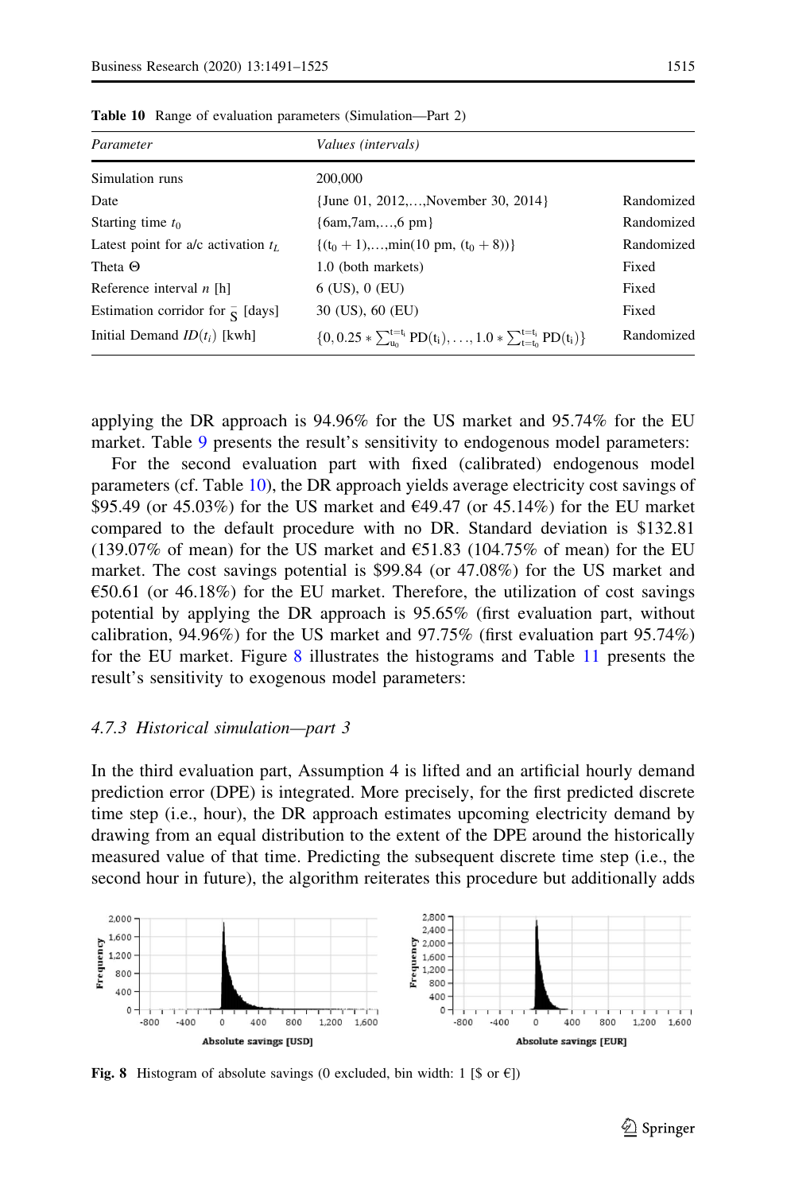**Table 10** Range of evaluation parameters (Simulation—Part 2)

| *Parameter* | *Values (intervals)* | |
|---|---|---|
| Simulation runs | 200,000 | |
| Date | {June 01, 2012,…,November 30, 2014} | Randomized |
| Starting time $t_0$ | {6am,7am,…,6 pm} | Randomized |
| Latest point for a/c activation $t_L$ | $\{(t_0+1),\ldots,\min(10\text{ pm}, (t_0+8))\}$ | Randomized |
| Theta Θ | 1.0 (both markets) | Fixed |
| Reference interval $n$ [h] | 6 (US), 0 (EU) | Fixed |
| Estimation corridor for $\bar{S}$ [days] | 30 (US), 60 (EU) | Fixed |
| Initial Demand $ID(t_i)$ [kwh] | $\{0, 0.25 * \sum_{u_0}^{t=t_i} \mathrm{PD}(t_i), \ldots, 1.0 * \sum_{t=t_0}^{t=t_i} \mathrm{PD}(t_i)\}$ | Randomized |

applying the DR approach is 94.96% for the US market and 95.74% for the EU market. Table 9 presents the result's sensitivity to endogenous model parameters:

For the second evaluation part with fixed (calibrated) endogenous model parameters (cf. Table 10), the DR approach yields average electricity cost savings of \$95.49 (or 45.03%) for the US market and €49.47 (or 45.14%) for the EU market compared to the default procedure with no DR. Standard deviation is \$132.81 (139.07% of mean) for the US market and €51.83 (104.75% of mean) for the EU market. The cost savings potential is \$99.84 (or 47.08%) for the US market and €50.61 (or 46.18%) for the EU market. Therefore, the utilization of cost savings potential by applying the DR approach is 95.65% (first evaluation part, without calibration, 94.96%) for the US market and 97.75% (first evaluation part 95.74%) for the EU market. Figure 8 illustrates the histograms and Table 11 presents the result's sensitivity to exogenous model parameters:

### 4.7.3 *Historical simulation—part 3*

In the third evaluation part, Assumption 4 is lifted and an artificial hourly demand prediction error (DPE) is integrated. More precisely, for the first predicted discrete time step (i.e., hour), the DR approach estimates upcoming electricity demand by drawing from an equal distribution to the extent of the DPE around the historically measured value of that time. Predicting the subsequent discrete time step (i.e., the second hour in future), the algorithm reiterates this procedure but additionally adds

**Fig. 8** Histogram of absolute savings (0 excluded, bin width: 1 [\$ or €])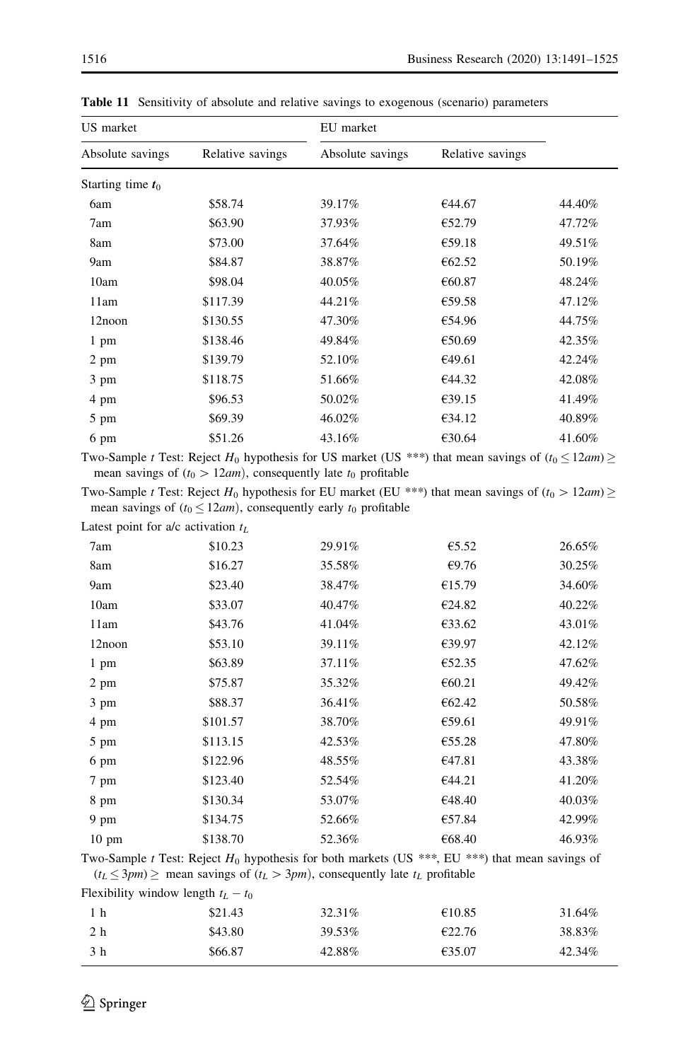**Table 11** Sensitivity of absolute and relative savings to exogenous (scenario) parameters

| | US market | | EU market | |
|---|---|---|---|---|
| | Absolute savings | Relative savings | Absolute savings | Relative savings |
| Starting time $t_0$ | | | | |
| 6am | \$58.74 | 39.17% | €44.67 | 44.40% |
| 7am | \$63.90 | 37.93% | €52.79 | 47.72% |
| 8am | \$73.00 | 37.64% | €59.18 | 49.51% |
| 9am | \$84.87 | 38.87% | €62.52 | 50.19% |
| 10am | \$98.04 | 40.05% | €60.87 | 48.24% |
| 11am | \$117.39 | 44.21% | €59.58 | 47.12% |
| 12noon | \$130.55 | 47.30% | €54.96 | 44.75% |
| 1 pm | \$138.46 | 49.84% | €50.69 | 42.35% |
| 2 pm | \$139.79 | 52.10% | €49.61 | 42.24% |
| 3 pm | \$118.75 | 51.66% | €44.32 | 42.08% |
| 4 pm | \$96.53 | 50.02% | €39.15 | 41.49% |
| 5 pm | \$69.39 | 46.02% | €34.12 | 40.89% |
| 6 pm | \$51.26 | 43.16% | €30.64 | 41.60% |
| Two-Sample $t$ Test: Reject $H_0$ hypothesis for US market (US \*\*\*) that mean savings of $(t_0 \leq 12am) \geq$ mean savings of $(t_0 > 12am)$, consequently late $t_0$ profitable | | | | |
| Two-Sample $t$ Test: Reject $H_0$ hypothesis for EU market (EU \*\*\*) that mean savings of $(t_0 > 12am) \geq$ mean savings of $(t_0 \leq 12am)$, consequently early $t_0$ profitable | | | | |
| Latest point for a/c activation $t_L$ | | | | |
| 7am | \$10.23 | 29.91% | €5.52 | 26.65% |
| 8am | \$16.27 | 35.58% | €9.76 | 30.25% |
| 9am | \$23.40 | 38.47% | €15.79 | 34.60% |
| 10am | \$33.07 | 40.47% | €24.82 | 40.22% |
| 11am | \$43.76 | 41.04% | €33.62 | 43.01% |
| 12noon | \$53.10 | 39.11% | €39.97 | 42.12% |
| 1 pm | \$63.89 | 37.11% | €52.35 | 47.62% |
| 2 pm | \$75.87 | 35.32% | €60.21 | 49.42% |
| 3 pm | \$88.37 | 36.41% | €62.42 | 50.58% |
| 4 pm | \$101.57 | 38.70% | €59.61 | 49.91% |
| 5 pm | \$113.15 | 42.53% | €55.28 | 47.80% |
| 6 pm | \$122.96 | 48.55% | €47.81 | 43.38% |
| 7 pm | \$123.40 | 52.54% | €44.21 | 41.20% |
| 8 pm | \$130.34 | 53.07% | €48.40 | 40.03% |
| 9 pm | \$134.75 | 52.66% | €57.84 | 42.99% |
| 10 pm | \$138.70 | 52.36% | €68.40 | 46.93% |
| Two-Sample $t$ Test: Reject $H_0$ hypothesis for both markets (US \*\*\*, EU \*\*\*) that mean savings of $(t_L \leq 3pm) \geq$ mean savings of $(t_L > 3pm)$, consequently late $t_L$ profitable | | | | |
| Flexibility window length $t_L - t_0$ | | | | |
| 1 h | \$21.43 | 32.31% | €10.85 | 31.64% |
| 2 h | \$43.80 | 39.53% | €22.76 | 38.83% |
| 3 h | \$66.87 | 42.88% | €35.07 | 42.34% |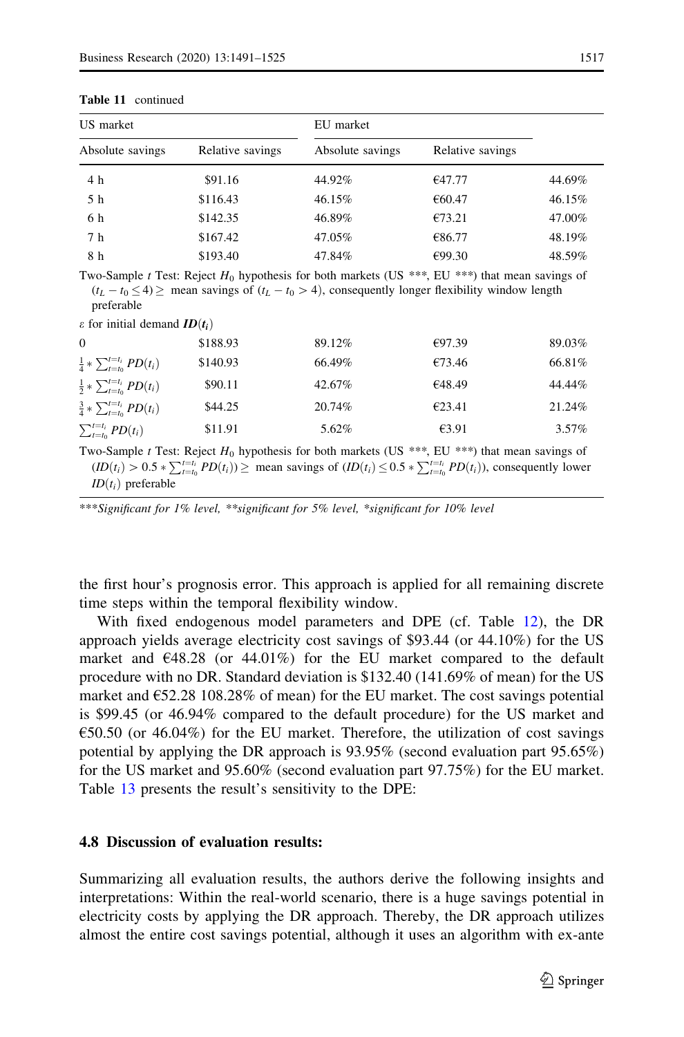**Table 11** continued

| US market | | EU market | | |
|---|---|---|---|---|
| Absolute savings | Relative savings | Absolute savings | Relative savings | |
| 4 h | \$91.16 | 44.92% | €47.77 | 44.69% |
| 5 h | \$116.43 | 46.15% | €60.47 | 46.15% |
| 6 h | \$142.35 | 46.89% | €73.21 | 47.00% |
| 7 h | \$167.42 | 47.05% | €86.77 | 48.19% |
| 8 h | \$193.40 | 47.84% | €99.30 | 48.59% |
| Two-Sample $t$ Test: Reject $H_0$ hypothesis for both markets (US ***, EU ***) that mean savings of $(t_L - t_0 \leq 4) \geq$ mean savings of $(t_L - t_0 > 4)$, consequently longer flexibility window length preferable | | | | |
| $\varepsilon$ for initial demand $\boldsymbol{ID}(\boldsymbol{t_i})$ | | | | |
| 0 | \$188.93 | 89.12% | €97.39 | 89.03% |
| $\frac{1}{4} * \sum_{t=t_0}^{t=t_i} PD(t_i)$ | \$140.93 | 66.49% | €73.46 | 66.81% |
| $\frac{1}{2} * \sum_{t=t_0}^{t=t_i} PD(t_i)$ | \$90.11 | 42.67% | €48.49 | 44.44% |
| $\frac{3}{4} * \sum_{t=t_0}^{t=t_i} PD(t_i)$ | \$44.25 | 20.74% | €23.41 | 21.24% |
| $\sum_{t=t_0}^{t=t_i} PD(t_i)$ | \$11.91 | 5.62% | €3.91 | 3.57% |
| Two-Sample $t$ Test: Reject $H_0$ hypothesis for both markets (US ***, EU ***) that mean savings of $(ID(t_i) > 0.5 * \sum_{t=t_0}^{t=t_i} PD(t_i)) \geq$ mean savings of $(ID(t_i) \leq 0.5 * \sum_{t=t_0}^{t=t_i} PD(t_i))$, consequently lower $ID(t_i)$ preferable | | | | |

*\*\*\*Significant for 1% level, \*\*significant for 5% level, \*significant for 10% level*

the first hour's prognosis error. This approach is applied for all remaining discrete time steps within the temporal flexibility window.

With fixed endogenous model parameters and DPE (cf. Table 12), the DR approach yields average electricity cost savings of \$93.44 (or 44.10%) for the US market and €48.28 (or 44.01%) for the EU market compared to the default procedure with no DR. Standard deviation is \$132.40 (141.69% of mean) for the US market and €52.28 108.28% of mean) for the EU market. The cost savings potential is \$99.45 (or 46.94% compared to the default procedure) for the US market and €50.50 (or 46.04%) for the EU market. Therefore, the utilization of cost savings potential by applying the DR approach is 93.95% (second evaluation part 95.65%) for the US market and 95.60% (second evaluation part 97.75%) for the EU market. Table 13 presents the result's sensitivity to the DPE:

### 4.8 Discussion of evaluation results:

Summarizing all evaluation results, the authors derive the following insights and interpretations: Within the real-world scenario, there is a huge savings potential in electricity costs by applying the DR approach. Thereby, the DR approach utilizes almost the entire cost savings potential, although it uses an algorithm with ex-ante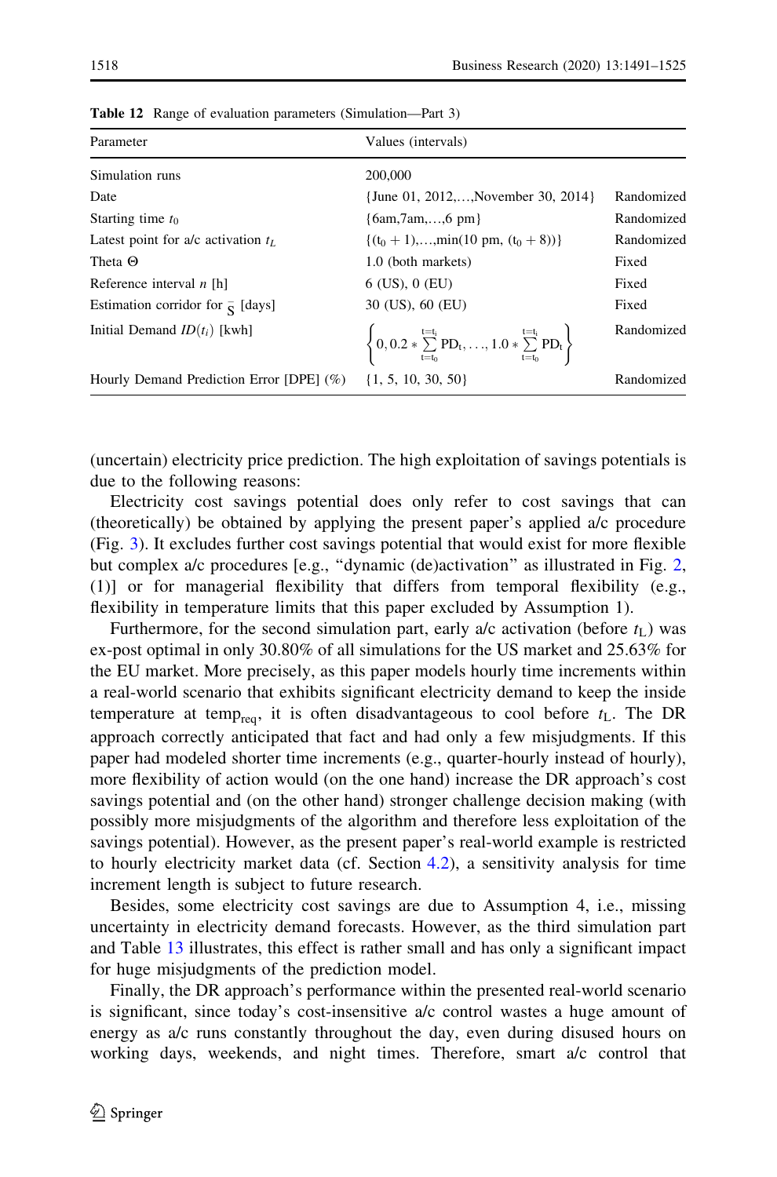**Table 12** Range of evaluation parameters (Simulation—Part 3)

| Parameter | Values (intervals) | |
|---|---|---|
| Simulation runs | 200,000 | |
| Date | {June 01, 2012,…,November 30, 2014} | Randomized |
| Starting time $t_0$ | {6am,7am,…,6 pm} | Randomized |
| Latest point for a/c activation $t_L$ | $\{(t_0+1),\ldots,\min(10\text{ pm}, (t_0+8))\}$ | Randomized |
| Theta $\Theta$ | 1.0 (both markets) | Fixed |
| Reference interval $n$ [h] | 6 (US), 0 (EU) | Fixed |
| Estimation corridor for $\bar{S}$ [days] | 30 (US), 60 (EU) | Fixed |
| Initial Demand $ID(t_i)$ [kwh] | $\left\{0, 0.2 * \sum_{t=t_0}^{t=t_i} PD_t, \ldots, 1.0 * \sum_{t=t_0}^{t=t_i} PD_t\right\}$ | Randomized |
| Hourly Demand Prediction Error [DPE] (%) | {1, 5, 10, 30, 50} | Randomized |

(uncertain) electricity price prediction. The high exploitation of savings potentials is due to the following reasons:

Electricity cost savings potential does only refer to cost savings that can (theoretically) be obtained by applying the present paper's applied a/c procedure (Fig. 3). It excludes further cost savings potential that would exist for more flexible but complex a/c procedures [e.g., "dynamic (de)activation" as illustrated in Fig. 2, (1)] or for managerial flexibility that differs from temporal flexibility (e.g., flexibility in temperature limits that this paper excluded by Assumption 1).

Furthermore, for the second simulation part, early a/c activation (before $t_L$) was ex-post optimal in only 30.80% of all simulations for the US market and 25.63% for the EU market. More precisely, as this paper models hourly time increments within a real-world scenario that exhibits significant electricity demand to keep the inside temperature at $temp_{req}$, it is often disadvantageous to cool before $t_L$. The DR approach correctly anticipated that fact and had only a few misjudgments. If this paper had modeled shorter time increments (e.g., quarter-hourly instead of hourly), more flexibility of action would (on the one hand) increase the DR approach's cost savings potential and (on the other hand) stronger challenge decision making (with possibly more misjudgments of the algorithm and therefore less exploitation of the savings potential). However, as the present paper's real-world example is restricted to hourly electricity market data (cf. Section 4.2), a sensitivity analysis for time increment length is subject to future research.

Besides, some electricity cost savings are due to Assumption 4, i.e., missing uncertainty in electricity demand forecasts. However, as the third simulation part and Table 13 illustrates, this effect is rather small and has only a significant impact for huge misjudgments of the prediction model.

Finally, the DR approach's performance within the presented real-world scenario is significant, since today's cost-insensitive a/c control wastes a huge amount of energy as a/c runs constantly throughout the day, even during disused hours on working days, weekends, and night times. Therefore, smart a/c control that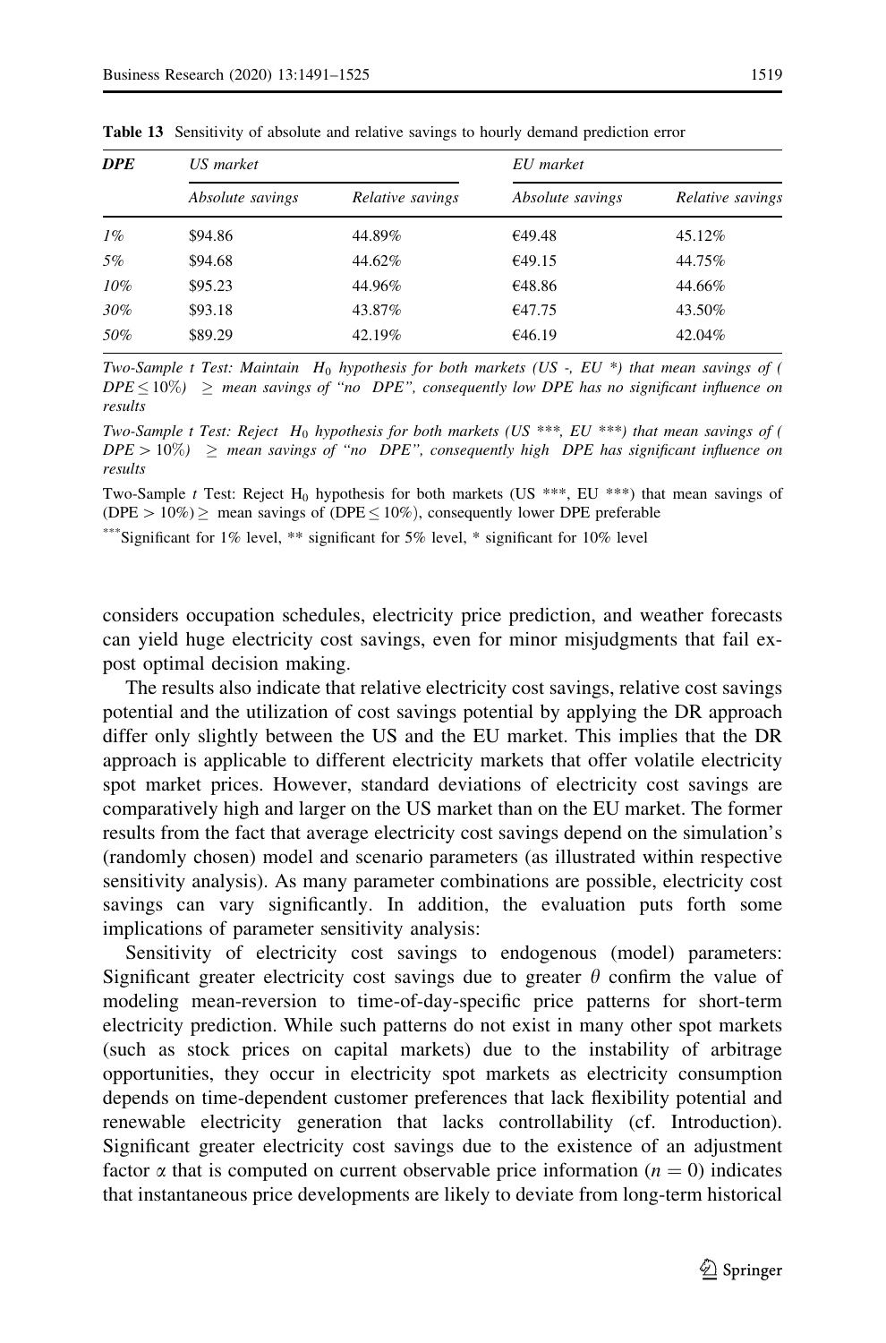**Table 13** Sensitivity of absolute and relative savings to hourly demand prediction error

| *DPE* | *US market* | | *EU market* | |
|---|---|---|---|---|
| | *Absolute savings* | *Relative savings* | *Absolute savings* | *Relative savings* |
| *1%* | \$94.86 | 44.89% | €49.48 | 45.12% |
| *5%* | \$94.68 | 44.62% | €49.15 | 44.75% |
| *10%* | \$95.23 | 44.96% | €48.86 | 44.66% |
| *30%* | \$93.18 | 43.87% | €47.75 | 43.50% |
| *50%* | \$89.29 | 42.19% | €46.19 | 42.04% |

*Two-Sample t Test: Maintain $H_0$ hypothesis for both markets (US -, EU \*) that mean savings of ($DPE \leq 10\%$) $\geq$ mean savings of "no DPE", consequently low DPE has no significant influence on results*

*Two-Sample t Test: Reject $H_0$ hypothesis for both markets (US \*\*\*, EU \*\*\*) that mean savings of ($DPE > 10\%$) $\geq$ mean savings of "no DPE", consequently high DPE has significant influence on results*

Two-Sample *t* Test: Reject $H_0$ hypothesis for both markets (US \*\*\*, EU \*\*\*) that mean savings of ($DPE > 10\%$) $\geq$ mean savings of ($DPE \leq 10\%$), consequently lower DPE preferable

\*\*\*Significant for 1% level, \*\* significant for 5% level, \* significant for 10% level

considers occupation schedules, electricity price prediction, and weather forecasts can yield huge electricity cost savings, even for minor misjudgments that fail ex-post optimal decision making.

The results also indicate that relative electricity cost savings, relative cost savings potential and the utilization of cost savings potential by applying the DR approach differ only slightly between the US and the EU market. This implies that the DR approach is applicable to different electricity markets that offer volatile electricity spot market prices. However, standard deviations of electricity cost savings are comparatively high and larger on the US market than on the EU market. The former results from the fact that average electricity cost savings depend on the simulation's (randomly chosen) model and scenario parameters (as illustrated within respective sensitivity analysis). As many parameter combinations are possible, electricity cost savings can vary significantly. In addition, the evaluation puts forth some implications of parameter sensitivity analysis:

Sensitivity of electricity cost savings to endogenous (model) parameters: Significant greater electricity cost savings due to greater $\theta$ confirm the value of modeling mean-reversion to time-of-day-specific price patterns for short-term electricity prediction. While such patterns do not exist in many other spot markets (such as stock prices on capital markets) due to the instability of arbitrage opportunities, they occur in electricity spot markets as electricity consumption depends on time-dependent customer preferences that lack flexibility potential and renewable electricity generation that lacks controllability (cf. Introduction). Significant greater electricity cost savings due to the existence of an adjustment factor $\alpha$ that is computed on current observable price information ($n = 0$) indicates that instantaneous price developments are likely to deviate from long-term historical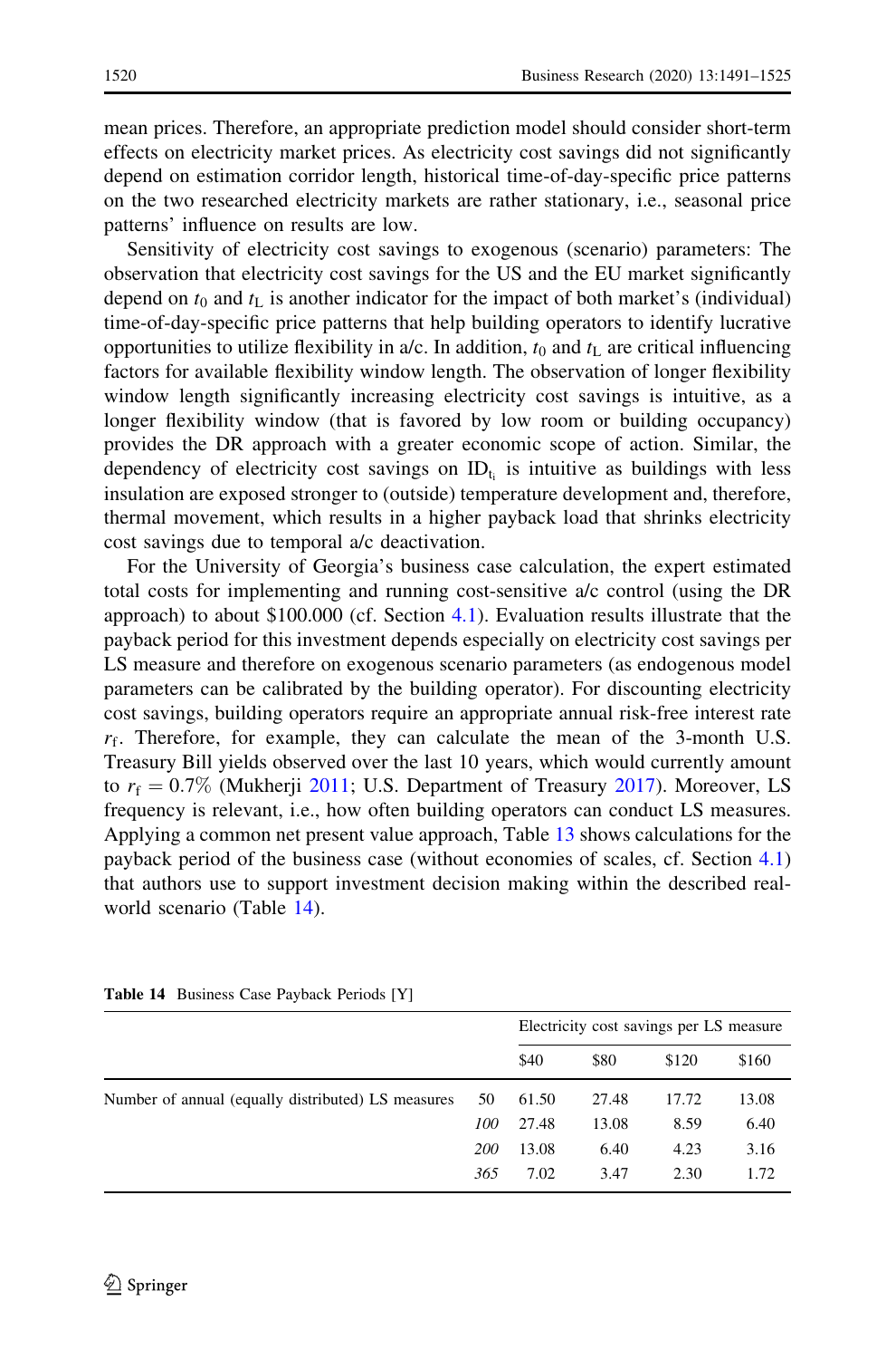mean prices. Therefore, an appropriate prediction model should consider short-term effects on electricity market prices. As electricity cost savings did not significantly depend on estimation corridor length, historical time-of-day-specific price patterns on the two researched electricity markets are rather stationary, i.e., seasonal price patterns' influence on results are low.

Sensitivity of electricity cost savings to exogenous (scenario) parameters: The observation that electricity cost savings for the US and the EU market significantly depend on $t_0$ and $t_L$ is another indicator for the impact of both market's (individual) time-of-day-specific price patterns that help building operators to identify lucrative opportunities to utilize flexibility in a/c. In addition, $t_0$ and $t_L$ are critical influencing factors for available flexibility window length. The observation of longer flexibility window length significantly increasing electricity cost savings is intuitive, as a longer flexibility window (that is favored by low room or building occupancy) provides the DR approach with a greater economic scope of action. Similar, the dependency of electricity cost savings on $ID_{t_i}$ is intuitive as buildings with less insulation are exposed stronger to (outside) temperature development and, therefore, thermal movement, which results in a higher payback load that shrinks electricity cost savings due to temporal a/c deactivation.

For the University of Georgia's business case calculation, the expert estimated total costs for implementing and running cost-sensitive a/c control (using the DR approach) to about \$100.000 (cf. Section 4.1). Evaluation results illustrate that the payback period for this investment depends especially on electricity cost savings per LS measure and therefore on exogenous scenario parameters (as endogenous model parameters can be calibrated by the building operator). For discounting electricity cost savings, building operators require an appropriate annual risk-free interest rate $r_f$. Therefore, for example, they can calculate the mean of the 3-month U.S. Treasury Bill yields observed over the last 10 years, which would currently amount to $r_f = 0.7\%$ (Mukherji 2011; U.S. Department of Treasury 2017). Moreover, LS frequency is relevant, i.e., how often building operators can conduct LS measures. Applying a common net present value approach, Table 13 shows calculations for the payback period of the business case (without economies of scales, cf. Section 4.1) that authors use to support investment decision making within the described real-world scenario (Table 14).

**Table 14** Business Case Payback Periods [Y]

| | | Electricity cost savings per LS measure | | | |
|---|---|---|---|---|---|
| | | \$40 | \$80 | \$120 | \$160 |
| Number of annual (equally distributed) LS measures | 50 | 61.50 | 27.48 | 17.72 | 13.08 |
| | *100* | 27.48 | 13.08 | 8.59 | 6.40 |
| | *200* | 13.08 | 6.40 | 4.23 | 3.16 |
| | *365* | 7.02 | 3.47 | 2.30 | 1.72 |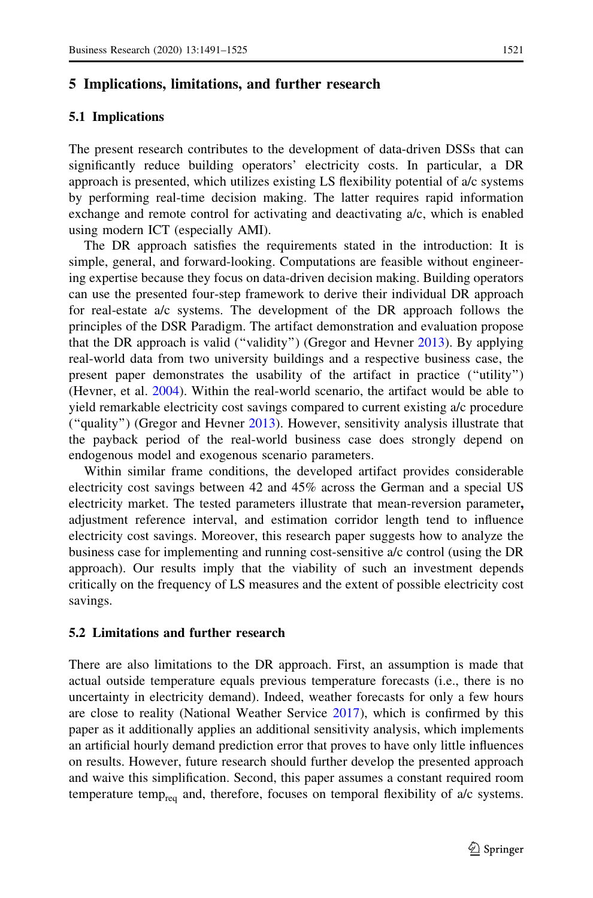## 5 Implications, limitations, and further research

### 5.1 Implications

The present research contributes to the development of data-driven DSSs that can significantly reduce building operators' electricity costs. In particular, a DR approach is presented, which utilizes existing LS flexibility potential of a/c systems by performing real-time decision making. The latter requires rapid information exchange and remote control for activating and deactivating a/c, which is enabled using modern ICT (especially AMI).

The DR approach satisfies the requirements stated in the introduction: It is simple, general, and forward-looking. Computations are feasible without engineering expertise because they focus on data-driven decision making. Building operators can use the presented four-step framework to derive their individual DR approach for real-estate a/c systems. The development of the DR approach follows the principles of the DSR Paradigm. The artifact demonstration and evaluation propose that the DR approach is valid ("validity") (Gregor and Hevner 2013). By applying real-world data from two university buildings and a respective business case, the present paper demonstrates the usability of the artifact in practice ("utility") (Hevner, et al. 2004). Within the real-world scenario, the artifact would be able to yield remarkable electricity cost savings compared to current existing a/c procedure ("quality") (Gregor and Hevner 2013). However, sensitivity analysis illustrate that the payback period of the real-world business case does strongly depend on endogenous model and exogenous scenario parameters.

Within similar frame conditions, the developed artifact provides considerable electricity cost savings between 42 and 45% across the German and a special US electricity market. The tested parameters illustrate that mean-reversion parameter**,** adjustment reference interval, and estimation corridor length tend to influence electricity cost savings. Moreover, this research paper suggests how to analyze the business case for implementing and running cost-sensitive a/c control (using the DR approach). Our results imply that the viability of such an investment depends critically on the frequency of LS measures and the extent of possible electricity cost savings.

### 5.2 Limitations and further research

There are also limitations to the DR approach. First, an assumption is made that actual outside temperature equals previous temperature forecasts (i.e., there is no uncertainty in electricity demand). Indeed, weather forecasts for only a few hours are close to reality (National Weather Service 2017), which is confirmed by this paper as it additionally applies an additional sensitivity analysis, which implements an artificial hourly demand prediction error that proves to have only little influences on results. However, future research should further develop the presented approach and waive this simplification. Second, this paper assumes a constant required room temperature $temp_{req}$ and, therefore, focuses on temporal flexibility of a/c systems.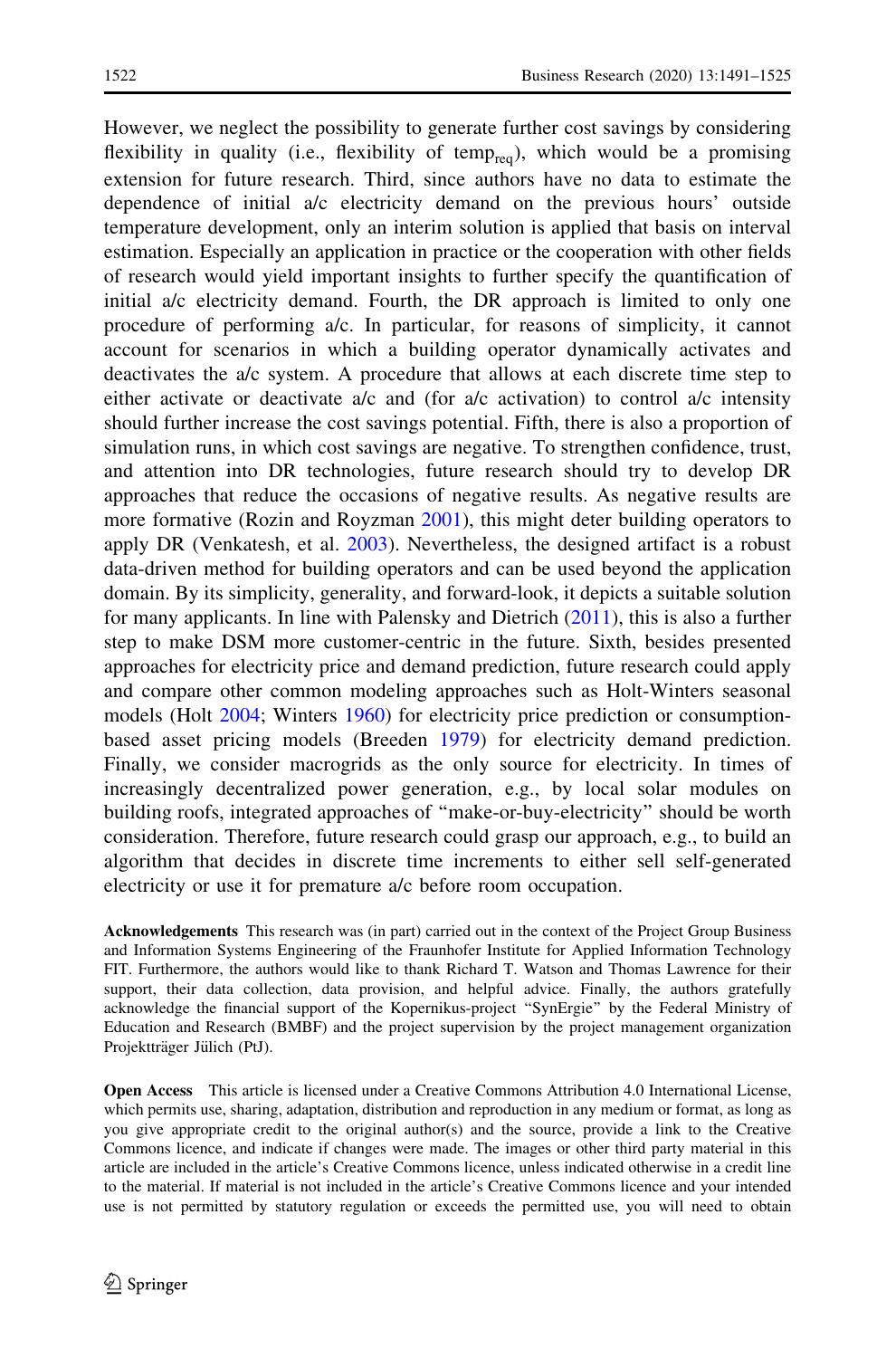However, we neglect the possibility to generate further cost savings by considering flexibility in quality (i.e., flexibility of $temp_{req}$), which would be a promising extension for future research. Third, since authors have no data to estimate the dependence of initial a/c electricity demand on the previous hours' outside temperature development, only an interim solution is applied that basis on interval estimation. Especially an application in practice or the cooperation with other fields of research would yield important insights to further specify the quantification of initial a/c electricity demand. Fourth, the DR approach is limited to only one procedure of performing a/c. In particular, for reasons of simplicity, it cannot account for scenarios in which a building operator dynamically activates and deactivates the a/c system. A procedure that allows at each discrete time step to either activate or deactivate a/c and (for a/c activation) to control a/c intensity should further increase the cost savings potential. Fifth, there is also a proportion of simulation runs, in which cost savings are negative. To strengthen confidence, trust, and attention into DR technologies, future research should try to develop DR approaches that reduce the occasions of negative results. As negative results are more formative (Rozin and Royzman 2001), this might deter building operators to apply DR (Venkatesh, et al. 2003). Nevertheless, the designed artifact is a robust data-driven method for building operators and can be used beyond the application domain. By its simplicity, generality, and forward-look, it depicts a suitable solution for many applicants. In line with Palensky and Dietrich (2011), this is also a further step to make DSM more customer-centric in the future. Sixth, besides presented approaches for electricity price and demand prediction, future research could apply and compare other common modeling approaches such as Holt-Winters seasonal models (Holt 2004; Winters 1960) for electricity price prediction or consumption-based asset pricing models (Breeden 1979) for electricity demand prediction. Finally, we consider macrogrids as the only source for electricity. In times of increasingly decentralized power generation, e.g., by local solar modules on building roofs, integrated approaches of "make-or-buy-electricity" should be worth consideration. Therefore, future research could grasp our approach, e.g., to build an algorithm that decides in discrete time increments to either sell self-generated electricity or use it for premature a/c before room occupation.

**Acknowledgements** This research was (in part) carried out in the context of the Project Group Business and Information Systems Engineering of the Fraunhofer Institute for Applied Information Technology FIT. Furthermore, the authors would like to thank Richard T. Watson and Thomas Lawrence for their support, their data collection, data provision, and helpful advice. Finally, the authors gratefully acknowledge the financial support of the Kopernikus-project "SynErgie" by the Federal Ministry of Education and Research (BMBF) and the project supervision by the project management organization Projektträger Jülich (PtJ).

**Open Access** This article is licensed under a Creative Commons Attribution 4.0 International License, which permits use, sharing, adaptation, distribution and reproduction in any medium or format, as long as you give appropriate credit to the original author(s) and the source, provide a link to the Creative Commons licence, and indicate if changes were made. The images or other third party material in this article are included in the article's Creative Commons licence, unless indicated otherwise in a credit line to the material. If material is not included in the article's Creative Commons licence and your intended use is not permitted by statutory regulation or exceeds the permitted use, you will need to obtain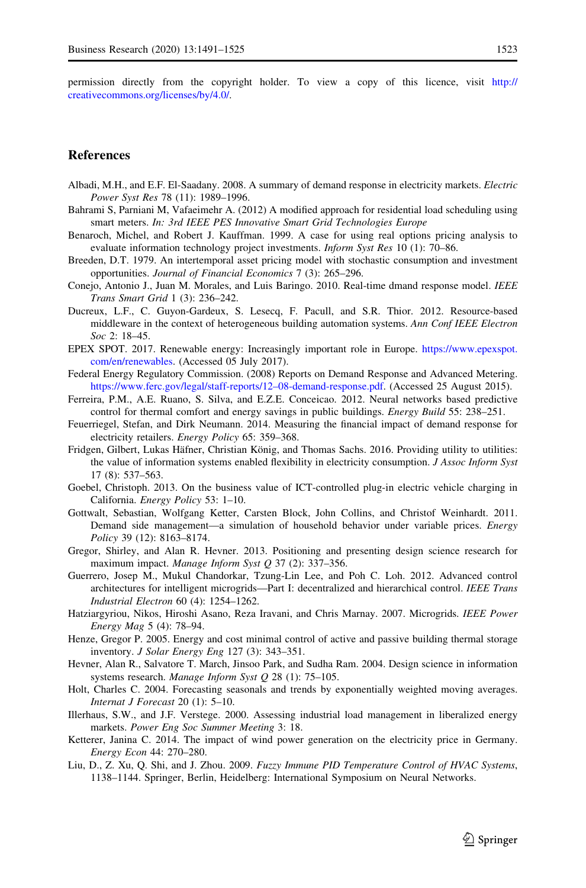permission directly from the copyright holder. To view a copy of this licence, visit http://creativecommons.org/licenses/by/4.0/.

## References

Albadi, M.H., and E.F. El-Saadany. 2008. A summary of demand response in electricity markets. *Electric Power Syst Res* 78 (11): 1989–1996.

Bahrami S, Parniani M, Vafaeimehr A. (2012) A modified approach for residential load scheduling using smart meters. *In: 3rd IEEE PES Innovative Smart Grid Technologies Europe*

Benaroch, Michel, and Robert J. Kauffman. 1999. A case for using real options pricing analysis to evaluate information technology project investments. *Inform Syst Res* 10 (1): 70–86.

Breeden, D.T. 1979. An intertemporal asset pricing model with stochastic consumption and investment opportunities. *Journal of Financial Economics* 7 (3): 265–296.

Conejo, Antonio J., Juan M. Morales, and Luis Baringo. 2010. Real-time dmand response model. *IEEE Trans Smart Grid* 1 (3): 236–242.

Ducreux, L.F., C. Guyon-Gardeux, S. Lesecq, F. Pacull, and S.R. Thior. 2012. Resource-based middleware in the context of heterogeneous building automation systems. *Ann Conf IEEE Electron Soc* 2: 18–45.

EPEX SPOT. 2017. Renewable energy: Increasingly important role in Europe. https://www.epexspot.com/en/renewables. (Accessed 05 July 2017).

Federal Energy Regulatory Commission. (2008) Reports on Demand Response and Advanced Metering. https://www.ferc.gov/legal/staff-reports/12–08-demand-response.pdf. (Accessed 25 August 2015).

Ferreira, P.M., A.E. Ruano, S. Silva, and E.Z.E. Conceicao. 2012. Neural networks based predictive control for thermal comfort and energy savings in public buildings. *Energy Build* 55: 238–251.

Feuerriegel, Stefan, and Dirk Neumann. 2014. Measuring the financial impact of demand response for electricity retailers. *Energy Policy* 65: 359–368.

Fridgen, Gilbert, Lukas Häfner, Christian König, and Thomas Sachs. 2016. Providing utility to utilities: the value of information systems enabled flexibility in electricity consumption. *J Assoc Inform Syst* 17 (8): 537–563.

Goebel, Christoph. 2013. On the business value of ICT-controlled plug-in electric vehicle charging in California. *Energy Policy* 53: 1–10.

Gottwalt, Sebastian, Wolfgang Ketter, Carsten Block, John Collins, and Christof Weinhardt. 2011. Demand side management—a simulation of household behavior under variable prices. *Energy Policy* 39 (12): 8163–8174.

Gregor, Shirley, and Alan R. Hevner. 2013. Positioning and presenting design science research for maximum impact. *Manage Inform Syst Q* 37 (2): 337–356.

Guerrero, Josep M., Mukul Chandorkar, Tzung-Lin Lee, and Poh C. Loh. 2012. Advanced control architectures for intelligent microgrids—Part I: decentralized and hierarchical control. *IEEE Trans Industrial Electron* 60 (4): 1254–1262.

Hatziargyriou, Nikos, Hiroshi Asano, Reza Iravani, and Chris Marnay. 2007. Microgrids. *IEEE Power Energy Mag* 5 (4): 78–94.

Henze, Gregor P. 2005. Energy and cost minimal control of active and passive building thermal storage inventory. *J Solar Energy Eng* 127 (3): 343–351.

Hevner, Alan R., Salvatore T. March, Jinsoo Park, and Sudha Ram. 2004. Design science in information systems research. *Manage Inform Syst Q* 28 (1): 75–105.

Holt, Charles C. 2004. Forecasting seasonals and trends by exponentially weighted moving averages. *Internat J Forecast* 20 (1): 5–10.

Illerhaus, S.W., and J.F. Verstege. 2000. Assessing industrial load management in liberalized energy markets. *Power Eng Soc Summer Meeting* 3: 18.

Ketterer, Janina C. 2014. The impact of wind power generation on the electricity price in Germany. *Energy Econ* 44: 270–280.

Liu, D., Z. Xu, Q. Shi, and J. Zhou. 2009. *Fuzzy Immune PID Temperature Control of HVAC Systems*, 1138–1144. Springer, Berlin, Heidelberg: International Symposium on Neural Networks.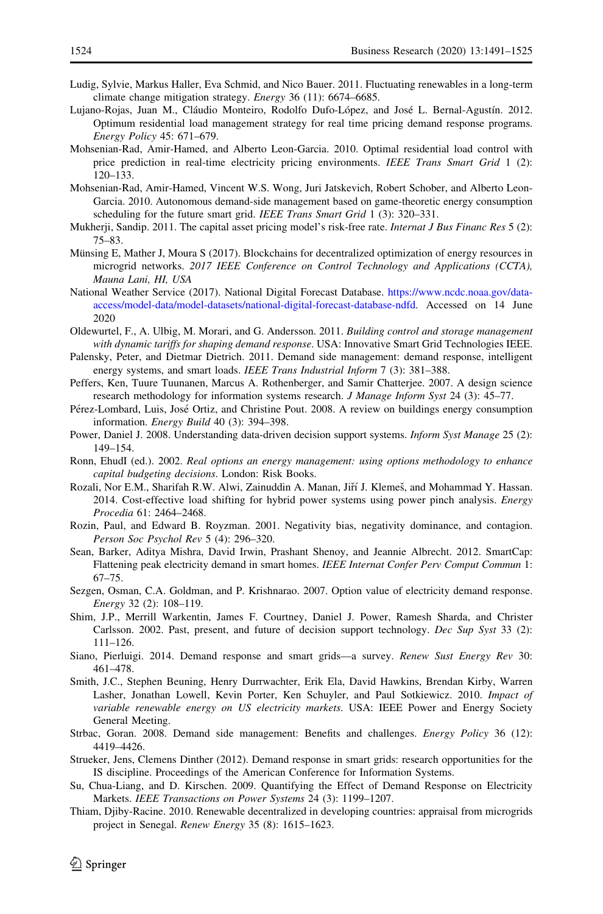Ludig, Sylvie, Markus Haller, Eva Schmid, and Nico Bauer. 2011. Fluctuating renewables in a long-term climate change mitigation strategy. *Energy* 36 (11): 6674–6685.

Lujano-Rojas, Juan M., Cláudio Monteiro, Rodolfo Dufo-López, and José L. Bernal-Agustín. 2012. Optimum residential load management strategy for real time pricing demand response programs. *Energy Policy* 45: 671–679.

Mohsenian-Rad, Amir-Hamed, and Alberto Leon-Garcia. 2010. Optimal residential load control with price prediction in real-time electricity pricing environments. *IEEE Trans Smart Grid* 1 (2): 120–133.

Mohsenian-Rad, Amir-Hamed, Vincent W.S. Wong, Juri Jatskevich, Robert Schober, and Alberto Leon-Garcia. 2010. Autonomous demand-side management based on game-theoretic energy consumption scheduling for the future smart grid. *IEEE Trans Smart Grid* 1 (3): 320–331.

Mukherji, Sandip. 2011. The capital asset pricing model's risk-free rate. *Internat J Bus Financ Res* 5 (2): 75–83.

Münsing E, Mather J, Moura S (2017). Blockchains for decentralized optimization of energy resources in microgrid networks. *2017 IEEE Conference on Control Technology and Applications (CCTA), Mauna Lani, HI, USA*

National Weather Service (2017). National Digital Forecast Database. https://www.ncdc.noaa.gov/data-access/model-data/model-datasets/national-digital-forecast-database-ndfd. Accessed on 14 June 2020

Oldewurtel, F., A. Ulbig, M. Morari, and G. Andersson. 2011. *Building control and storage management with dynamic tariffs for shaping demand response*. USA: Innovative Smart Grid Technologies IEEE.

Palensky, Peter, and Dietmar Dietrich. 2011. Demand side management: demand response, intelligent energy systems, and smart loads. *IEEE Trans Industrial Inform* 7 (3): 381–388.

Peffers, Ken, Tuure Tuunanen, Marcus A. Rothenberger, and Samir Chatterjee. 2007. A design science research methodology for information systems research. *J Manage Inform Syst* 24 (3): 45–77.

Pérez-Lombard, Luis, José Ortiz, and Christine Pout. 2008. A review on buildings energy consumption information. *Energy Build* 40 (3): 394–398.

Power, Daniel J. 2008. Understanding data-driven decision support systems. *Inform Syst Manage* 25 (2): 149–154.

Ronn, EhudI (ed.). 2002. *Real options an energy management: using options methodology to enhance capital budgeting decisions*. London: Risk Books.

Rozali, Nor E.M., Sharifah R.W. Alwi, Zainuddin A. Manan, Jiří J. Klemeš, and Mohammad Y. Hassan. 2014. Cost-effective load shifting for hybrid power systems using power pinch analysis. *Energy Procedia* 61: 2464–2468.

Rozin, Paul, and Edward B. Royzman. 2001. Negativity bias, negativity dominance, and contagion. *Person Soc Psychol Rev* 5 (4): 296–320.

Sean, Barker, Aditya Mishra, David Irwin, Prashant Shenoy, and Jeannie Albrecht. 2012. SmartCap: Flattening peak electricity demand in smart homes. *IEEE Internat Confer Perv Comput Commun* 1: 67–75.

Sezgen, Osman, C.A. Goldman, and P. Krishnarao. 2007. Option value of electricity demand response. *Energy* 32 (2): 108–119.

Shim, J.P., Merrill Warkentin, James F. Courtney, Daniel J. Power, Ramesh Sharda, and Christer Carlsson. 2002. Past, present, and future of decision support technology. *Dec Sup Syst* 33 (2): 111–126.

Siano, Pierluigi. 2014. Demand response and smart grids—a survey. *Renew Sust Energy Rev* 30: 461–478.

Smith, J.C., Stephen Beuning, Henry Durrwachter, Erik Ela, David Hawkins, Brendan Kirby, Warren Lasher, Jonathan Lowell, Kevin Porter, Ken Schuyler, and Paul Sotkiewicz. 2010. *Impact of variable renewable energy on US electricity markets*. USA: IEEE Power and Energy Society General Meeting.

Strbac, Goran. 2008. Demand side management: Benefits and challenges. *Energy Policy* 36 (12): 4419–4426.

Strueker, Jens, Clemens Dinther (2012). Demand response in smart grids: research opportunities for the IS discipline. Proceedings of the American Conference for Information Systems.

Su, Chua-Liang, and D. Kirschen. 2009. Quantifying the Effect of Demand Response on Electricity Markets. *IEEE Transactions on Power Systems* 24 (3): 1199–1207.

Thiam, Djiby-Racine. 2010. Renewable decentralized in developing countries: appraisal from microgrids project in Senegal. *Renew Energy* 35 (8): 1615–1623.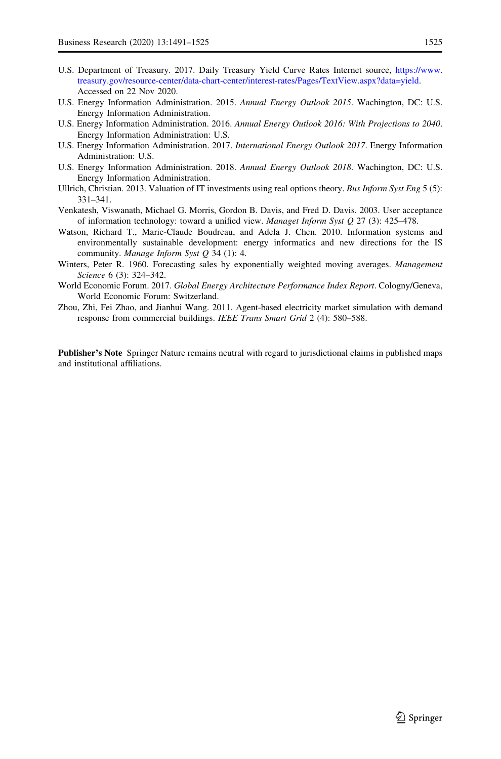U.S. Department of Treasury. 2017. Daily Treasury Yield Curve Rates Internet source, https://www.treasury.gov/resource-center/data-chart-center/interest-rates/Pages/TextView.aspx?data=yield. Accessed on 22 Nov 2020.

U.S. Energy Information Administration. 2015. *Annual Energy Outlook 2015*. Wachington, DC: U.S. Energy Information Administration.

U.S. Energy Information Administration. 2016. *Annual Energy Outlook 2016: With Projections to 2040*. Energy Information Administration: U.S.

U.S. Energy Information Administration. 2017. *International Energy Outlook 2017*. Energy Information Administration: U.S.

U.S. Energy Information Administration. 2018. *Annual Energy Outlook 2018*. Wachington, DC: U.S. Energy Information Administration.

Ullrich, Christian. 2013. Valuation of IT investments using real options theory. *Bus Inform Syst Eng* 5 (5): 331–341.

Venkatesh, Viswanath, Michael G. Morris, Gordon B. Davis, and Fred D. Davis. 2003. User acceptance of information technology: toward a unified view. *Managet Inform Syst Q* 27 (3): 425–478.

Watson, Richard T., Marie-Claude Boudreau, and Adela J. Chen. 2010. Information systems and environmentally sustainable development: energy informatics and new directions for the IS community. *Manage Inform Syst Q* 34 (1): 4.

Winters, Peter R. 1960. Forecasting sales by exponentially weighted moving averages. *Management Science* 6 (3): 324–342.

World Economic Forum. 2017. *Global Energy Architecture Performance Index Report*. Cologny/Geneva, World Economic Forum: Switzerland.

Zhou, Zhi, Fei Zhao, and Jianhui Wang. 2011. Agent-based electricity market simulation with demand response from commercial buildings. *IEEE Trans Smart Grid* 2 (4): 580–588.

**Publisher's Note** Springer Nature remains neutral with regard to jurisdictional claims in published maps and institutional affiliations.